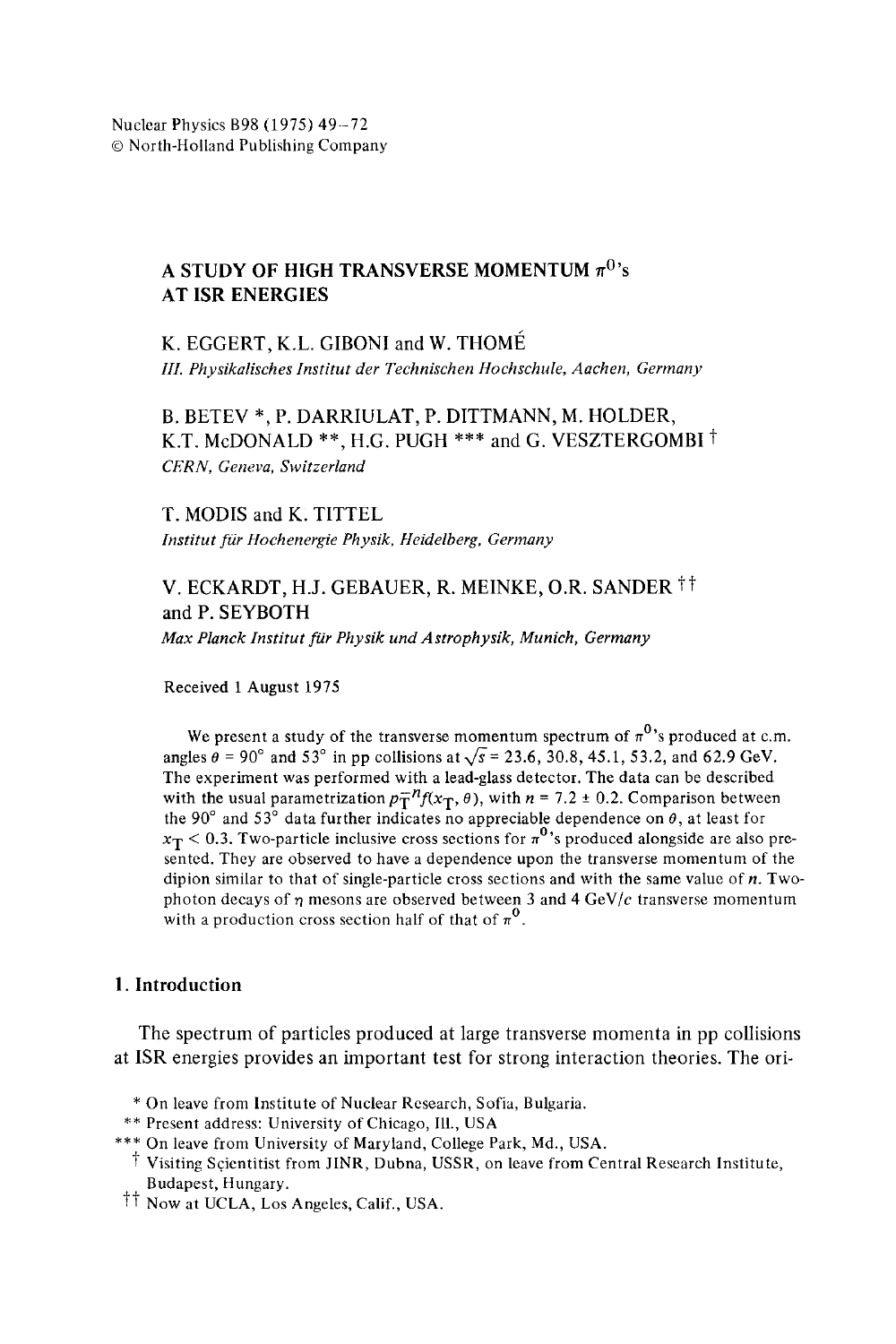Nuclear Physics B98 (1975) 49–72
© North-Holland Publishing Company

# A STUDY OF HIGH TRANSVERSE MOMENTUM $\pi^0$'s AT ISR ENERGIES

K. EGGERT, K.L. GIBONI and W. THOMÉ
*III. Physikalisches Institut der Technischen Hochschule, Aachen, Germany*

B. BETEV *, P. DARRIULAT, P. DITTMANN, M. HOLDER, K.T. McDONALD **, H.G. PUGH *** and G. VESZTERGOMBI †
*CERN, Geneva, Switzerland*

T. MODIS and K. TITTEL
*Institut für Hochenergie Physik, Heidelberg, Germany*

V. ECKARDT, H.J. GEBAUER, R. MEINKE, O.R. SANDER †† and P. SEYBOTH
*Max Planck Institut für Physik und Astrophysik, Munich, Germany*

Received 1 August 1975

We present a study of the transverse momentum spectrum of $\pi^0$'s produced at c.m. angles $\theta = 90°$ and $53°$ in pp collisions at $\sqrt{s} = 23.6$, 30.8, 45.1, 53.2, and 62.9 GeV. The experiment was performed with a lead-glass detector. The data can be described with the usual parametrization $p_T^{-n} f(x_T, \theta)$, with $n = 7.2 \pm 0.2$. Comparison between the 90° and 53° data further indicates no appreciable dependence on $\theta$, at least for $x_T < 0.3$. Two-particle inclusive cross sections for $\pi^0$'s produced alongside are also presented. They are observed to have a dependence upon the transverse momentum of the dipion similar to that of single-particle cross sections and with the same value of $n$. Two-photon decays of $\eta$ mesons are observed between 3 and 4 GeV/$c$ transverse momentum with a production cross section half of that of $\pi^0$.

## 1. Introduction

The spectrum of particles produced at large transverse momenta in pp collisions at ISR energies provides an important test for strong interaction theories. The ori-

* On leave from Institute of Nuclear Research, Sofia, Bulgaria.
** Present address: University of Chicago, Ill., USA
*** On leave from University of Maryland, College Park, Md., USA.
† Visiting Scientitist from JINR, Dubna, USSR, on leave from Central Research Institute, Budapest, Hungary.
†† Now at UCLA, Los Angeles, Calif., USA.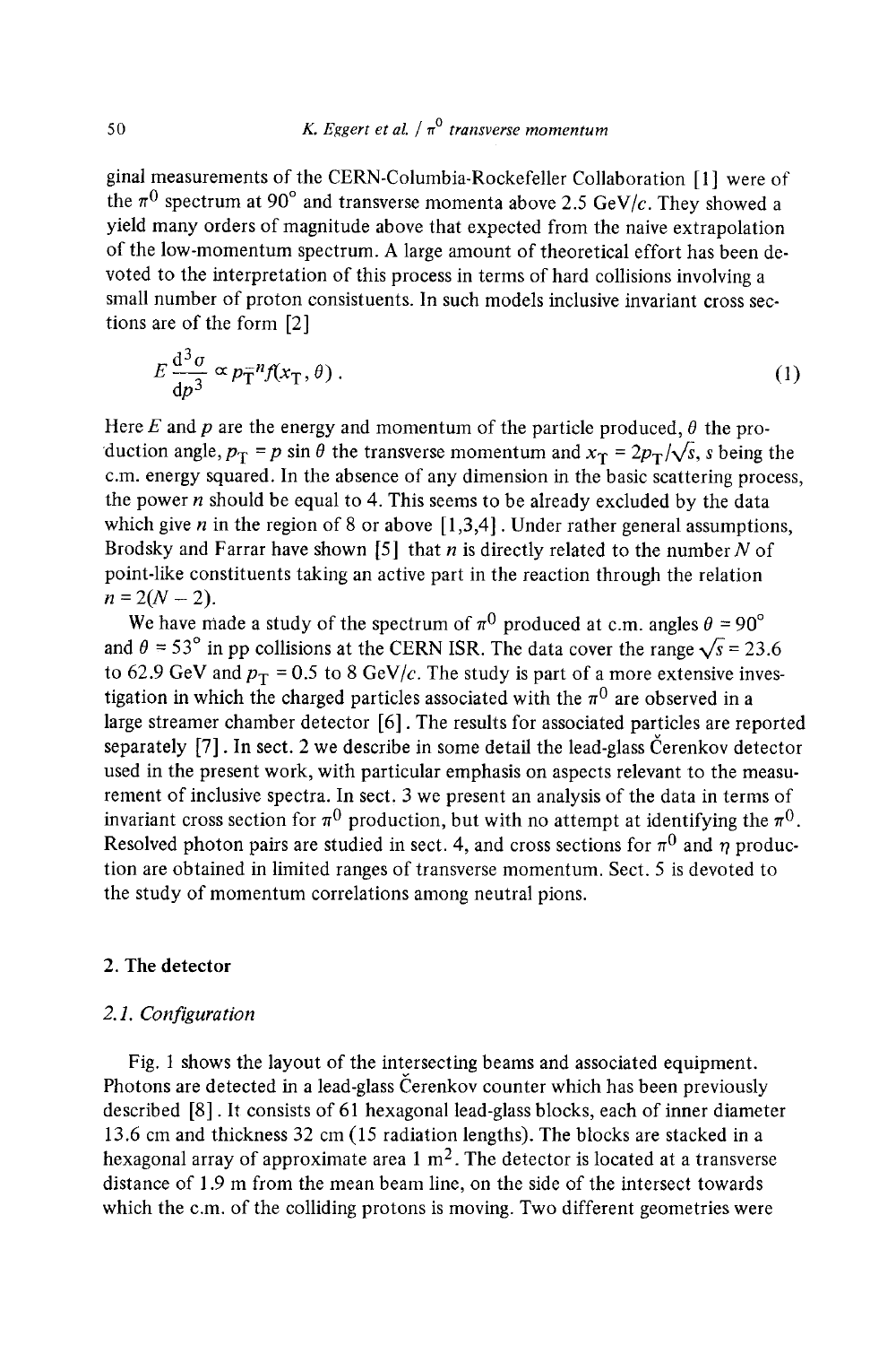ginal measurements of the CERN-Columbia-Rockefeller Collaboration [1] were of the $\pi^0$ spectrum at 90° and transverse momenta above 2.5 GeV/$c$. They showed a yield many orders of magnitude above that expected from the naive extrapolation of the low-momentum spectrum. A large amount of theoretical effort has been devoted to the interpretation of this process in terms of hard collisions involving a small number of proton consistuents. In such models inclusive invariant cross sections are of the form [2]

$$E\frac{d^3\sigma}{dp^3} \propto p_T^{-n} f(x_T, \theta) . \tag{1}$$

Here $E$ and $p$ are the energy and momentum of the particle produced, $\theta$ the production angle, $p_T = p \sin\theta$ the transverse momentum and $x_T = 2p_T/\sqrt{s}$, $s$ being the c.m. energy squared. In the absence of any dimension in the basic scattering process, the power $n$ should be equal to 4. This seems to be already excluded by the data which give $n$ in the region of 8 or above [1,3,4]. Under rather general assumptions, Brodsky and Farrar have shown [5] that $n$ is directly related to the number $N$ of point-like constituents taking an active part in the reaction through the relation $n = 2(N - 2)$.

We have made a study of the spectrum of $\pi^0$ produced at c.m. angles $\theta = 90°$ and $\theta = 53°$ in pp collisions at the CERN ISR. The data cover the range $\sqrt{s} = 23.6$ to 62.9 GeV and $p_T = 0.5$ to 8 GeV/$c$. The study is part of a more extensive investigation in which the charged particles associated with the $\pi^0$ are observed in a large streamer chamber detector [6]. The results for associated particles are reported separately [7]. In sect. 2 we describe in some detail the lead-glass Čerenkov detector used in the present work, with particular emphasis on aspects relevant to the measurement of inclusive spectra. In sect. 3 we present an analysis of the data in terms of invariant cross section for $\pi^0$ production, but with no attempt at identifying the $\pi^0$. Resolved photon pairs are studied in sect. 4, and cross sections for $\pi^0$ and $\eta$ production are obtained in limited ranges of transverse momentum. Sect. 5 is devoted to the study of momentum correlations among neutral pions.

## 2. The detector

### *2.1. Configuration*

Fig. 1 shows the layout of the intersecting beams and associated equipment. Photons are detected in a lead-glass Čerenkov counter which has been previously described [8]. It consists of 61 hexagonal lead-glass blocks, each of inner diameter 13.6 cm and thickness 32 cm (15 radiation lengths). The blocks are stacked in a hexagonal array of approximate area 1 m$^2$. The detector is located at a transverse distance of 1.9 m from the mean beam line, on the side of the intersect towards which the c.m. of the colliding protons is moving. Two different geometries were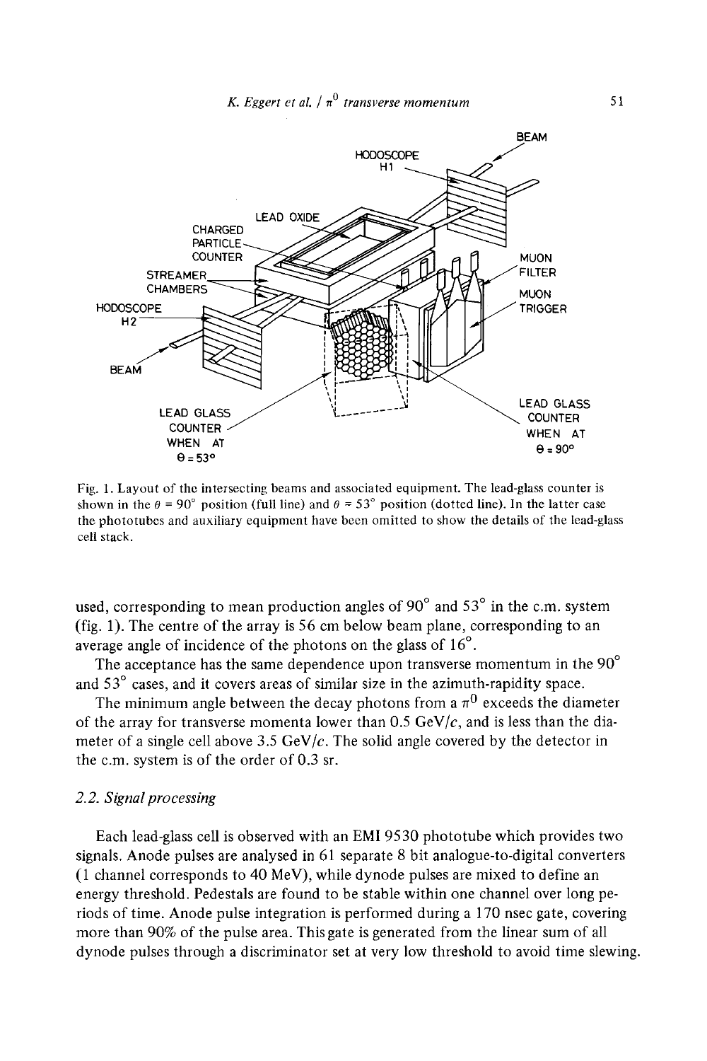Fig. 1. Layout of the intersecting beams and associated equipment. The lead-glass counter is shown in the $\theta = 90°$ position (full line) and $\theta = 53°$ position (dotted line). In the latter case the phototubes and auxiliary equipment have been omitted to show the details of the lead-glass cell stack.

used, corresponding to mean production angles of 90° and 53° in the c.m. system (fig. 1). The centre of the array is 56 cm below beam plane, corresponding to an average angle of incidence of the photons on the glass of 16°.

The acceptance has the same dependence upon transverse momentum in the 90° and 53° cases, and it covers areas of similar size in the azimuth-rapidity space.

The minimum angle between the decay photons from a $\pi^0$ exceeds the diameter of the array for transverse momenta lower than 0.5 GeV/$c$, and is less than the diameter of a single cell above 3.5 GeV/$c$. The solid angle covered by the detector in the c.m. system is of the order of 0.3 sr.

### 2.2. *Signal processing*

Each lead-glass cell is observed with an EMI 9530 phototube which provides two signals. Anode pulses are analysed in 61 separate 8 bit analogue-to-digital converters (1 channel corresponds to 40 MeV), while dynode pulses are mixed to define an energy threshold. Pedestals are found to be stable within one channel over long periods of time. Anode pulse integration is performed during a 170 nsec gate, covering more than 90% of the pulse area. This gate is generated from the linear sum of all dynode pulses through a discriminator set at very low threshold to avoid time slewing.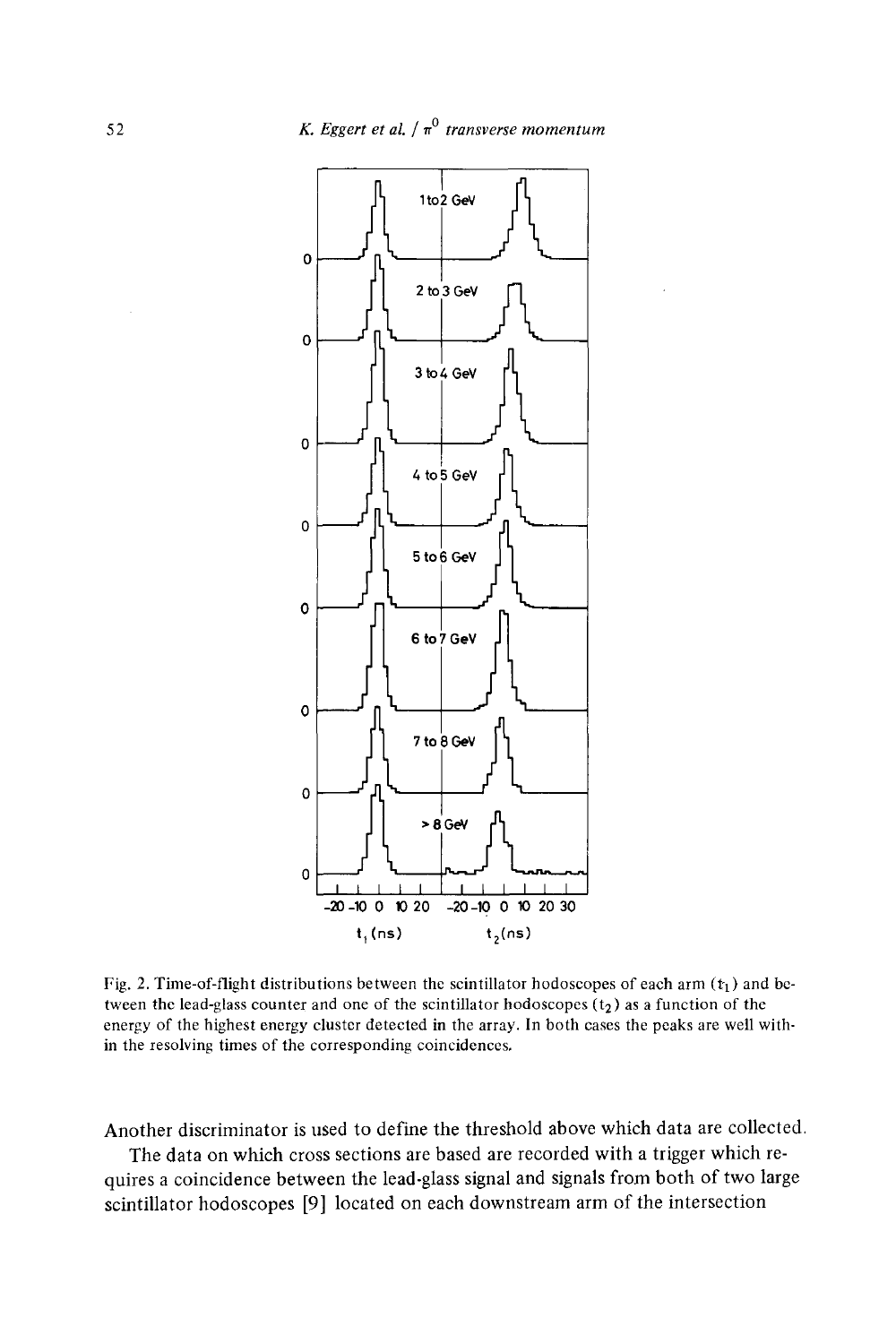Fig. 2. Time-of-flight distributions between the scintillator hodoscopes of each arm ($t_1$) and between the lead-glass counter and one of the scintillator hodoscopes ($t_2$) as a function of the energy of the highest energy cluster detected in the array. In both cases the peaks are well within the resolving times of the corresponding coincidences.

Another discriminator is used to define the threshold above which data are collected.

The data on which cross sections are based are recorded with a trigger which requires a coincidence between the lead-glass signal and signals from both of two large scintillator hodoscopes [9] located on each downstream arm of the intersection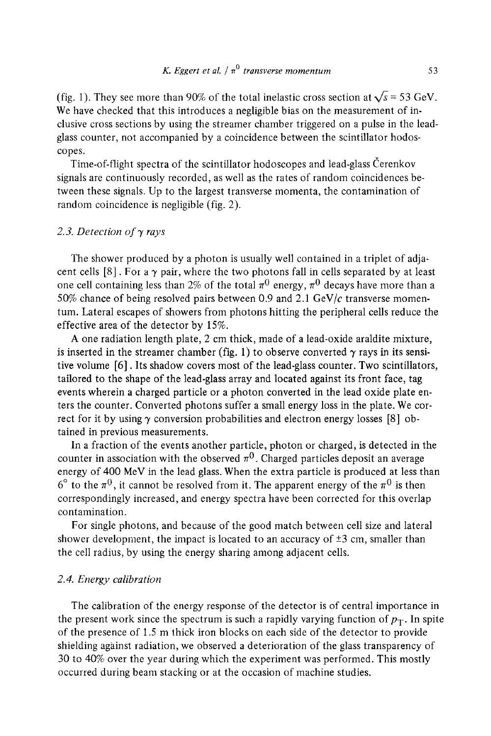(fig. 1). They see more than 90% of the total inelastic cross section at $\sqrt{s} = 53$ GeV. We have checked that this introduces a negligible bias on the measurement of inclusive cross sections by using the streamer chamber triggered on a pulse in the lead-glass counter, not accompanied by a coincidence between the scintillator hodoscopes.

Time-of-flight spectra of the scintillator hodoscopes and lead-glass Čerenkov signals are continuously recorded, as well as the rates of random coincidences between these signals. Up to the largest transverse momenta, the contamination of random coincidence is negligible (fig. 2).

### *2.3. Detection of $\gamma$ rays*

The shower produced by a photon is usually well contained in a triplet of adjacent cells [8]. For a $\gamma$ pair, where the two photons fall in cells separated by at least one cell containing less than 2% of the total $\pi^0$ energy, $\pi^0$ decays have more than a 50% chance of being resolved pairs between 0.9 and 2.1 GeV/$c$ transverse momentum. Lateral escapes of showers from photons hitting the peripheral cells reduce the effective area of the detector by 15%.

A one radiation length plate, 2 cm thick, made of a lead-oxide araldite mixture, is inserted in the streamer chamber (fig. 1) to observe converted $\gamma$ rays in its sensitive volume [6]. Its shadow covers most of the lead-glass counter. Two scintillators, tailored to the shape of the lead-glass array and located against its front face, tag events wherein a charged particle or a photon converted in the lead oxide plate enters the counter. Converted photons suffer a small energy loss in the plate. We correct for it by using $\gamma$ conversion probabilities and electron energy losses [8] obtained in previous measurements.

In a fraction of the events another particle, photon or charged, is detected in the counter in association with the observed $\pi^0$. Charged particles deposit an average energy of 400 MeV in the lead glass. When the extra particle is produced at less than $6^\circ$ to the $\pi^0$, it cannot be resolved from it. The apparent energy of the $\pi^0$ is then correspondingly increased, and energy spectra have been corrected for this overlap contamination.

For single photons, and because of the good match between cell size and lateral shower development, the impact is located to an accuracy of $\pm 3$ cm, smaller than the cell radius, by using the energy sharing among adjacent cells.

### *2.4. Energy calibration*

The calibration of the energy response of the detector is of central importance in the present work since the spectrum is such a rapidly varying function of $p_T$. In spite of the presence of 1.5 m thick iron blocks on each side of the detector to provide shielding against radiation, we observed a deterioration of the glass transparency of 30 to 40% over the year during which the experiment was performed. This mostly occurred during beam stacking or at the occasion of machine studies.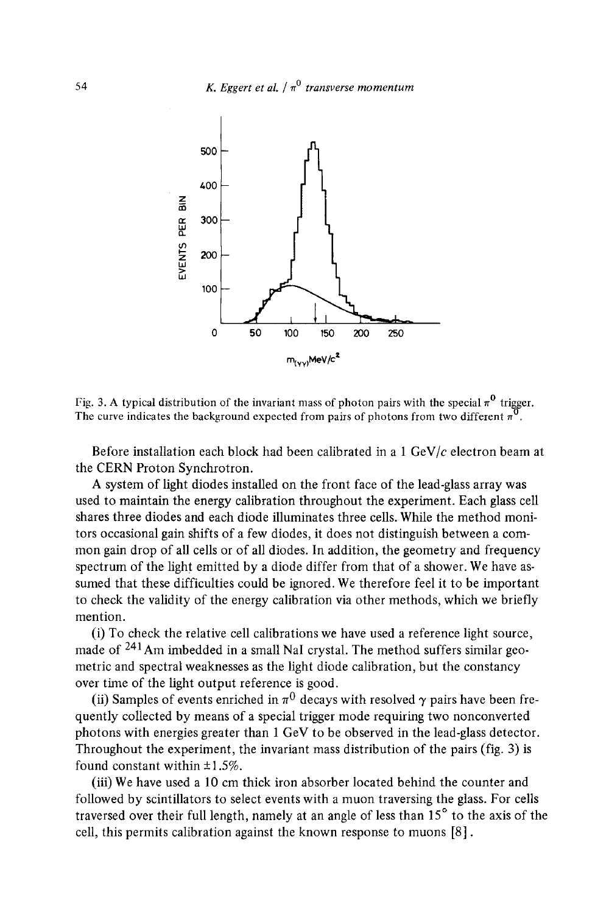Fig. 3. A typical distribution of the invariant mass of photon pairs with the special $\pi^0$ trigger. The curve indicates the background expected from pairs of photons from two different $\pi^0$.

Before installation each block had been calibrated in a 1 GeV/$c$ electron beam at the CERN Proton Synchrotron.

A system of light diodes installed on the front face of the lead-glass array was used to maintain the energy calibration throughout the experiment. Each glass cell shares three diodes and each diode illuminates three cells. While the method monitors occasional gain shifts of a few diodes, it does not distinguish between a common gain drop of all cells or of all diodes. In addition, the geometry and frequency spectrum of the light emitted by a diode differ from that of a shower. We have assumed that these difficulties could be ignored. We therefore feel it to be important to check the validity of the energy calibration via other methods, which we briefly mention.

(i) To check the relative cell calibrations we have used a reference light source, made of $^{241}$Am imbedded in a small NaI crystal. The method suffers similar geometric and spectral weaknesses as the light diode calibration, but the constancy over time of the light output reference is good.

(ii) Samples of events enriched in $\pi^0$ decays with resolved $\gamma$ pairs have been frequently collected by means of a special trigger mode requiring two nonconverted photons with energies greater than 1 GeV to be observed in the lead-glass detector. Throughout the experiment, the invariant mass distribution of the pairs (fig. 3) is found constant within $\pm 1.5\%$.

(iii) We have used a 10 cm thick iron absorber located behind the counter and followed by scintillators to select events with a muon traversing the glass. For cells traversed over their full length, namely at an angle of less than 15° to the axis of the cell, this permits calibration against the known response to muons [8].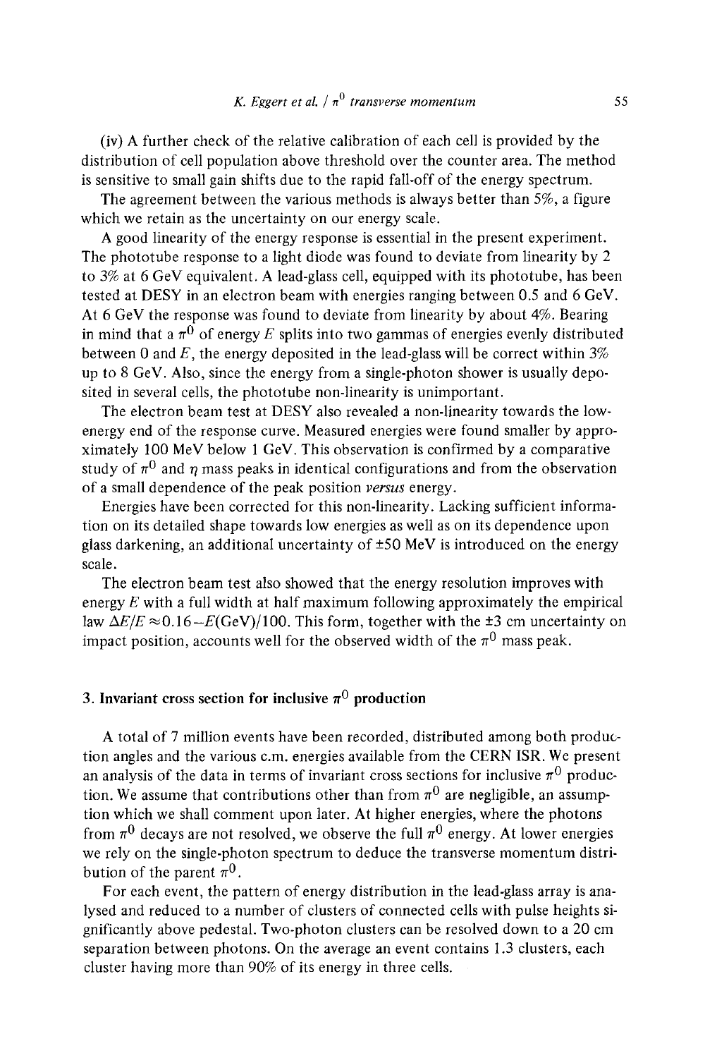(iv) A further check of the relative calibration of each cell is provided by the distribution of cell population above threshold over the counter area. The method is sensitive to small gain shifts due to the rapid fall-off of the energy spectrum.

The agreement between the various methods is always better than 5%, a figure which we retain as the uncertainty on our energy scale.

A good linearity of the energy response is essential in the present experiment. The phototube response to a light diode was found to deviate from linearity by 2 to 3% at 6 GeV equivalent. A lead-glass cell, equipped with its phototube, has been tested at DESY in an electron beam with energies ranging between 0.5 and 6 GeV. At 6 GeV the response was found to deviate from linearity by about 4%. Bearing in mind that a $\pi^0$ of energy $E$ splits into two gammas of energies evenly distributed between 0 and $E$, the energy deposited in the lead-glass will be correct within 3% up to 8 GeV. Also, since the energy from a single-photon shower is usually deposited in several cells, the phototube non-linearity is unimportant.

The electron beam test at DESY also revealed a non-linearity towards the low-energy end of the response curve. Measured energies were found smaller by approximately 100 MeV below 1 GeV. This observation is confirmed by a comparative study of $\pi^0$ and $\eta$ mass peaks in identical configurations and from the observation of a small dependence of the peak position *versus* energy.

Energies have been corrected for this non-linearity. Lacking sufficient information on its detailed shape towards low energies as well as on its dependence upon glass darkening, an additional uncertainty of $\pm 50$ MeV is introduced on the energy scale.

The electron beam test also showed that the energy resolution improves with energy $E$ with a full width at half maximum following approximately the empirical law $\Delta E/E \approx 0.16 - E(\text{GeV})/100$. This form, together with the $\pm 3$ cm uncertainty on impact position, accounts well for the observed width of the $\pi^0$ mass peak.

## 3. Invariant cross section for inclusive $\pi^0$ production

A total of 7 million events have been recorded, distributed among both production angles and the various c.m. energies available from the CERN ISR. We present an analysis of the data in terms of invariant cross sections for inclusive $\pi^0$ production. We assume that contributions other than from $\pi^0$ are negligible, an assumption which we shall comment upon later. At higher energies, where the photons from $\pi^0$ decays are not resolved, we observe the full $\pi^0$ energy. At lower energies we rely on the single-photon spectrum to deduce the transverse momentum distribution of the parent $\pi^0$.

For each event, the pattern of energy distribution in the lead-glass array is analysed and reduced to a number of clusters of connected cells with pulse heights significantly above pedestal. Two-photon clusters can be resolved down to a 20 cm separation between photons. On the average an event contains 1.3 clusters, each cluster having more than 90% of its energy in three cells.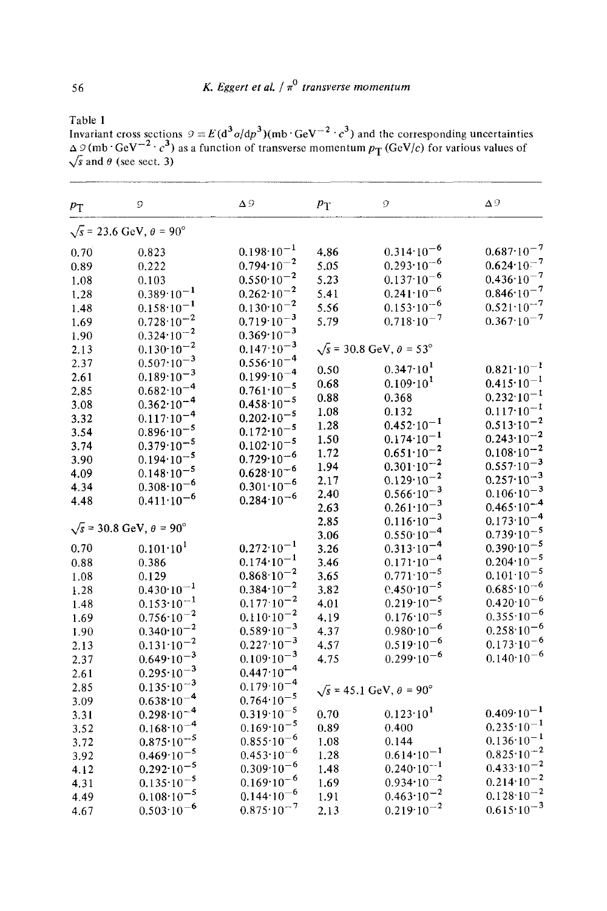Table 1
Invariant cross sections $\mathcal{I} \equiv E(d^3\sigma/dp^3)(\text{mb}\cdot\text{GeV}^{-2}\cdot c^3)$ and the corresponding uncertainties $\Delta\mathcal{I}(\text{mb}\cdot\text{GeV}^{-2}\cdot c^3)$ as a function of transverse momentum $p_T$ (GeV/$c$) for various values of $\sqrt{s}$ and $\theta$ (see sect. 3)

| $p_T$ | $\mathcal{I}$ | $\Delta\mathcal{I}$ | $p_T$ | $\mathcal{I}$ | $\Delta\mathcal{I}$ |
|---|---|---|---|---|---|
| $\sqrt{s}$ = 23.6 GeV, $\theta$ = 90° | | | | | |
| 0.70 | 0.823 | $0.198\cdot10^{-1}$ | 4.86 | $0.314\cdot10^{-6}$ | $0.687\cdot10^{-7}$ |
| 0.89 | 0.222 | $0.794\cdot10^{-2}$ | 5.05 | $0.293\cdot10^{-6}$ | $0.624\cdot10^{-7}$ |
| 1.08 | 0.103 | $0.550\cdot10^{-2}$ | 5.23 | $0.137\cdot10^{-6}$ | $0.436\cdot10^{-7}$ |
| 1.28 | $0.389\cdot10^{-1}$ | $0.262\cdot10^{-2}$ | 5.41 | $0.241\cdot10^{-6}$ | $0.846\cdot10^{-7}$ |
| 1.48 | $0.158\cdot10^{-1}$ | $0.130\cdot10^{-2}$ | 5.56 | $0.153\cdot10^{-6}$ | $0.521\cdot10^{-7}$ |
| 1.69 | $0.728\cdot10^{-2}$ | $0.719\cdot10^{-3}$ | 5.79 | $0.718\cdot10^{-7}$ | $0.367\cdot10^{-7}$ |
| 1.90 | $0.324\cdot10^{-2}$ | $0.369\cdot10^{-3}$ | | | |
| 2.13 | $0.130\cdot10^{-2}$ | $0.147\cdot10^{-3}$ | $\sqrt{s}$ = 30.8 GeV, $\theta$ = 53° | | |
| 2.37 | $0.507\cdot10^{-3}$ | $0.556\cdot10^{-4}$ | 0.50 | $0.347\cdot10^{1}$ | $0.821\cdot10^{-1}$ |
| 2.61 | $0.189\cdot10^{-3}$ | $0.199\cdot10^{-4}$ | 0.68 | $0.109\cdot10^{1}$ | $0.415\cdot10^{-1}$ |
| 2.85 | $0.682\cdot10^{-4}$ | $0.761\cdot10^{-5}$ | 0.88 | 0.368 | $0.232\cdot10^{-1}$ |
| 3.08 | $0.362\cdot10^{-4}$ | $0.458\cdot10^{-5}$ | 1.08 | 0.132 | $0.117\cdot10^{-1}$ |
| 3.32 | $0.117\cdot10^{-4}$ | $0.202\cdot10^{-5}$ | 1.28 | $0.452\cdot10^{-1}$ | $0.513\cdot10^{-2}$ |
| 3.54 | $0.896\cdot10^{-5}$ | $0.172\cdot10^{-5}$ | 1.50 | $0.174\cdot10^{-1}$ | $0.243\cdot10^{-2}$ |
| 3.74 | $0.379\cdot10^{-5}$ | $0.102\cdot10^{-5}$ | 1.72 | $0.651\cdot10^{-2}$ | $0.108\cdot10^{-2}$ |
| 3.90 | $0.194\cdot10^{-5}$ | $0.729\cdot10^{-6}$ | 1.94 | $0.301\cdot10^{-2}$ | $0.557\cdot10^{-3}$ |
| 4.09 | $0.148\cdot10^{-5}$ | $0.628\cdot10^{-6}$ | 2.17 | $0.129\cdot10^{-2}$ | $0.257\cdot10^{-3}$ |
| 4.34 | $0.308\cdot10^{-6}$ | $0.301\cdot10^{-6}$ | 2.40 | $0.566\cdot10^{-3}$ | $0.106\cdot10^{-3}$ |
| 4.48 | $0.411\cdot10^{-6}$ | $0.284\cdot10^{-6}$ | 2.63 | $0.261\cdot10^{-3}$ | $0.465\cdot10^{-4}$ |
| | | | 2.85 | $0.116\cdot10^{-3}$ | $0.173\cdot10^{-4}$ |
| $\sqrt{s}$ = 30.8 GeV, $\theta$ = 90° | | | 3.06 | $0.550\cdot10^{-4}$ | $0.739\cdot10^{-5}$ |
| 0.70 | $0.101\cdot10^{1}$ | $0.272\cdot10^{-1}$ | 3.26 | $0.313\cdot10^{-4}$ | $0.390\cdot10^{-5}$ |
| 0.88 | 0.386 | $0.174\cdot10^{-1}$ | 3.46 | $0.171\cdot10^{-4}$ | $0.204\cdot10^{-5}$ |
| 1.08 | 0.129 | $0.868\cdot10^{-2}$ | 3.65 | $0.771\cdot10^{-5}$ | $0.101\cdot10^{-5}$ |
| 1.28 | $0.430\cdot10^{-1}$ | $0.384\cdot10^{-2}$ | 3.82 | $0.450\cdot10^{-5}$ | $0.685\cdot10^{-6}$ |
| 1.48 | $0.153\cdot10^{-1}$ | $0.177\cdot10^{-2}$ | 4.01 | $0.219\cdot10^{-5}$ | $0.420\cdot10^{-6}$ |
| 1.69 | $0.756\cdot10^{-2}$ | $0.110\cdot10^{-2}$ | 4.19 | $0.176\cdot10^{-5}$ | $0.355\cdot10^{-6}$ |
| 1.90 | $0.340\cdot10^{-2}$ | $0.589\cdot10^{-3}$ | 4.37 | $0.980\cdot10^{-6}$ | $0.258\cdot10^{-6}$ |
| 2.13 | $0.131\cdot10^{-2}$ | $0.227\cdot10^{-3}$ | 4.57 | $0.519\cdot10^{-6}$ | $0.173\cdot10^{-6}$ |
| 2.37 | $0.649\cdot10^{-3}$ | $0.109\cdot10^{-3}$ | 4.75 | $0.299\cdot10^{-6}$ | $0.140\cdot10^{-6}$ |
| 2.61 | $0.295\cdot10^{-3}$ | $0.447\cdot10^{-4}$ | | | |
| 2.85 | $0.135\cdot10^{-3}$ | $0.179\cdot10^{-4}$ | $\sqrt{s}$ = 45.1 GeV, $\theta$ = 90° | | |
| 3.09 | $0.638\cdot10^{-4}$ | $0.764\cdot10^{-5}$ | | | |
| 3.31 | $0.298\cdot10^{-4}$ | $0.319\cdot10^{-5}$ | 0.70 | $0.123\cdot10^{1}$ | $0.409\cdot10^{-1}$ |
| 3.52 | $0.168\cdot10^{-4}$ | $0.169\cdot10^{-5}$ | 0.89 | 0.400 | $0.235\cdot10^{-1}$ |
| 3.72 | $0.875\cdot10^{-5}$ | $0.855\cdot10^{-6}$ | 1.08 | 0.144 | $0.136\cdot10^{-1}$ |
| 3.92 | $0.469\cdot10^{-5}$ | $0.453\cdot10^{-6}$ | 1.28 | $0.614\cdot10^{-1}$ | $0.825\cdot10^{-2}$ |
| 4.12 | $0.292\cdot10^{-5}$ | $0.309\cdot10^{-6}$ | 1.48 | $0.240\cdot10^{-1}$ | $0.433\cdot10^{-2}$ |
| 4.31 | $0.135\cdot10^{-5}$ | $0.169\cdot10^{-6}$ | 1.69 | $0.934\cdot10^{-2}$ | $0.214\cdot10^{-2}$ |
| 4.49 | $0.108\cdot10^{-5}$ | $0.144\cdot10^{-6}$ | 1.91 | $0.463\cdot10^{-2}$ | $0.128\cdot10^{-2}$ |
| 4.67 | $0.503\cdot10^{-6}$ | $0.875\cdot10^{-7}$ | 2.13 | $0.219\cdot10^{-2}$ | $0.615\cdot10^{-3}$ |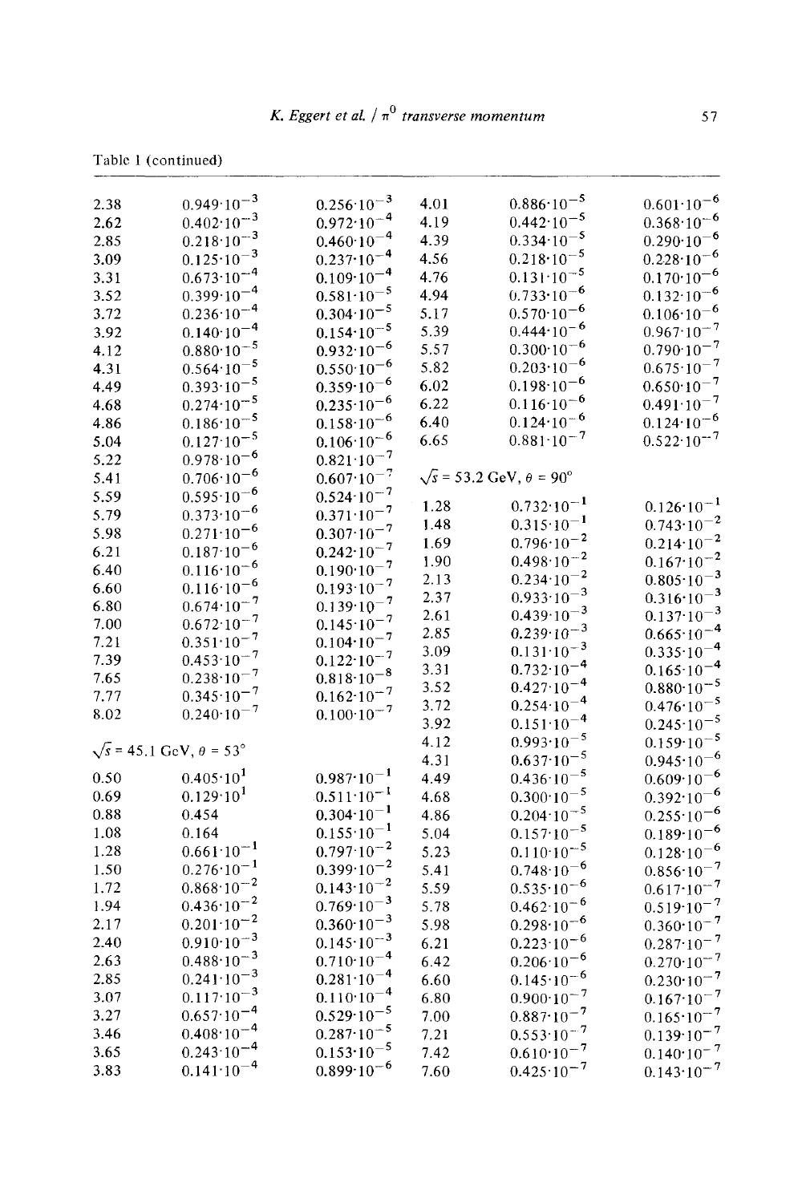Table 1 (continued)

| | | |
|---|---|---|
| 2.38 | $0.949 \cdot 10^{-3}$ | $0.256 \cdot 10^{-3}$ |
| 2.62 | $0.402 \cdot 10^{-3}$ | $0.972 \cdot 10^{-4}$ |
| 2.85 | $0.218 \cdot 10^{-3}$ | $0.460 \cdot 10^{-4}$ |
| 3.09 | $0.125 \cdot 10^{-3}$ | $0.237 \cdot 10^{-4}$ |
| 3.31 | $0.673 \cdot 10^{-4}$ | $0.109 \cdot 10^{-4}$ |
| 3.52 | $0.399 \cdot 10^{-4}$ | $0.581 \cdot 10^{-5}$ |
| 3.72 | $0.236 \cdot 10^{-4}$ | $0.304 \cdot 10^{-5}$ |
| 3.92 | $0.140 \cdot 10^{-4}$ | $0.154 \cdot 10^{-5}$ |
| 4.12 | $0.880 \cdot 10^{-5}$ | $0.932 \cdot 10^{-6}$ |
| 4.31 | $0.564 \cdot 10^{-5}$ | $0.550 \cdot 10^{-6}$ |
| 4.49 | $0.393 \cdot 10^{-5}$ | $0.359 \cdot 10^{-6}$ |
| 4.68 | $0.274 \cdot 10^{-5}$ | $0.235 \cdot 10^{-6}$ |
| 4.86 | $0.186 \cdot 10^{-5}$ | $0.158 \cdot 10^{-6}$ |
| 5.04 | $0.127 \cdot 10^{-5}$ | $0.106 \cdot 10^{-6}$ |
| 5.22 | $0.978 \cdot 10^{-6}$ | $0.821 \cdot 10^{-7}$ |
| 5.41 | $0.706 \cdot 10^{-6}$ | $0.607 \cdot 10^{-7}$ |
| 5.59 | $0.595 \cdot 10^{-6}$ | $0.524 \cdot 10^{-7}$ |
| 5.79 | $0.373 \cdot 10^{-6}$ | $0.371 \cdot 10^{-7}$ |
| 5.98 | $0.271 \cdot 10^{-6}$ | $0.307 \cdot 10^{-7}$ |
| 6.21 | $0.187 \cdot 10^{-6}$ | $0.242 \cdot 10^{-7}$ |
| 6.40 | $0.116 \cdot 10^{-6}$ | $0.190 \cdot 10^{-7}$ |
| 6.60 | $0.116 \cdot 10^{-6}$ | $0.193 \cdot 10^{-7}$ |
| 6.80 | $0.674 \cdot 10^{-7}$ | $0.139 \cdot 10^{-7}$ |
| 7.00 | $0.672 \cdot 10^{-7}$ | $0.145 \cdot 10^{-7}$ |
| 7.21 | $0.351 \cdot 10^{-7}$ | $0.104 \cdot 10^{-7}$ |
| 7.39 | $0.453 \cdot 10^{-7}$ | $0.122 \cdot 10^{-7}$ |
| 7.65 | $0.238 \cdot 10^{-7}$ | $0.818 \cdot 10^{-8}$ |
| 7.77 | $0.345 \cdot 10^{-7}$ | $0.162 \cdot 10^{-7}$ |
| 8.02 | $0.240 \cdot 10^{-7}$ | $0.100 \cdot 10^{-7}$ |
| $\sqrt{s}$ = 45.1 GeV, $\theta$ = 53° | | |
| 0.50 | $0.405 \cdot 10^{1}$ | $0.987 \cdot 10^{-1}$ |
| 0.69 | $0.129 \cdot 10^{1}$ | $0.511 \cdot 10^{-1}$ |
| 0.88 | 0.454 | $0.304 \cdot 10^{-1}$ |
| 1.08 | 0.164 | $0.155 \cdot 10^{-1}$ |
| 1.28 | $0.661 \cdot 10^{-1}$ | $0.797 \cdot 10^{-2}$ |
| 1.50 | $0.276 \cdot 10^{-1}$ | $0.399 \cdot 10^{-2}$ |
| 1.72 | $0.868 \cdot 10^{-2}$ | $0.143 \cdot 10^{-2}$ |
| 1.94 | $0.436 \cdot 10^{-2}$ | $0.769 \cdot 10^{-3}$ |
| 2.17 | $0.201 \cdot 10^{-2}$ | $0.360 \cdot 10^{-3}$ |
| 2.40 | $0.910 \cdot 10^{-3}$ | $0.145 \cdot 10^{-3}$ |
| 2.63 | $0.488 \cdot 10^{-3}$ | $0.710 \cdot 10^{-4}$ |
| 2.85 | $0.241 \cdot 10^{-3}$ | $0.281 \cdot 10^{-4}$ |
| 3.07 | $0.117 \cdot 10^{-3}$ | $0.110 \cdot 10^{-4}$ |
| 3.27 | $0.657 \cdot 10^{-4}$ | $0.529 \cdot 10^{-5}$ |
| 3.46 | $0.408 \cdot 10^{-4}$ | $0.287 \cdot 10^{-5}$ |
| 3.65 | $0.243 \cdot 10^{-4}$ | $0.153 \cdot 10^{-5}$ |
| 3.83 | $0.141 \cdot 10^{-4}$ | $0.899 \cdot 10^{-6}$ |
| 4.01 | $0.886 \cdot 10^{-5}$ | $0.601 \cdot 10^{-6}$ |
| 4.19 | $0.442 \cdot 10^{-5}$ | $0.368 \cdot 10^{-6}$ |
| 4.39 | $0.334 \cdot 10^{-5}$ | $0.290 \cdot 10^{-6}$ |
| 4.56 | $0.218 \cdot 10^{-5}$ | $0.228 \cdot 10^{-6}$ |
| 4.76 | $0.131 \cdot 10^{-5}$ | $0.170 \cdot 10^{-6}$ |
| 4.94 | $0.733 \cdot 10^{-6}$ | $0.132 \cdot 10^{-6}$ |
| 5.17 | $0.570 \cdot 10^{-6}$ | $0.106 \cdot 10^{-6}$ |
| 5.39 | $0.444 \cdot 10^{-6}$ | $0.967 \cdot 10^{-7}$ |
| 5.57 | $0.300 \cdot 10^{-6}$ | $0.790 \cdot 10^{-7}$ |
| 5.82 | $0.203 \cdot 10^{-6}$ | $0.675 \cdot 10^{-7}$ |
| 6.02 | $0.198 \cdot 10^{-6}$ | $0.650 \cdot 10^{-7}$ |
| 6.22 | $0.116 \cdot 10^{-6}$ | $0.491 \cdot 10^{-7}$ |
| 6.40 | $0.124 \cdot 10^{-6}$ | $0.124 \cdot 10^{-6}$ |
| 6.65 | $0.881 \cdot 10^{-7}$ | $0.522 \cdot 10^{-7}$ |
| $\sqrt{s}$ = 53.2 GeV, $\theta$ = 90° | | |
| 1.28 | $0.732 \cdot 10^{-1}$ | $0.126 \cdot 10^{-1}$ |
| 1.48 | $0.315 \cdot 10^{-1}$ | $0.743 \cdot 10^{-2}$ |
| 1.69 | $0.796 \cdot 10^{-2}$ | $0.214 \cdot 10^{-2}$ |
| 1.90 | $0.498 \cdot 10^{-2}$ | $0.167 \cdot 10^{-2}$ |
| 2.13 | $0.234 \cdot 10^{-2}$ | $0.805 \cdot 10^{-3}$ |
| 2.37 | $0.933 \cdot 10^{-3}$ | $0.316 \cdot 10^{-3}$ |
| 2.61 | $0.439 \cdot 10^{-3}$ | $0.137 \cdot 10^{-3}$ |
| 2.85 | $0.239 \cdot 10^{-3}$ | $0.665 \cdot 10^{-4}$ |
| 3.09 | $0.131 \cdot 10^{-3}$ | $0.335 \cdot 10^{-4}$ |
| 3.31 | $0.732 \cdot 10^{-4}$ | $0.165 \cdot 10^{-4}$ |
| 3.52 | $0.427 \cdot 10^{-4}$ | $0.880 \cdot 10^{-5}$ |
| 3.72 | $0.254 \cdot 10^{-4}$ | $0.476 \cdot 10^{-5}$ |
| 3.92 | $0.151 \cdot 10^{-4}$ | $0.245 \cdot 10^{-5}$ |
| 4.12 | $0.993 \cdot 10^{-5}$ | $0.159 \cdot 10^{-5}$ |
| 4.31 | $0.637 \cdot 10^{-5}$ | $0.945 \cdot 10^{-6}$ |
| 4.49 | $0.436 \cdot 10^{-5}$ | $0.609 \cdot 10^{-6}$ |
| 4.68 | $0.300 \cdot 10^{-5}$ | $0.392 \cdot 10^{-6}$ |
| 4.86 | $0.204 \cdot 10^{-5}$ | $0.255 \cdot 10^{-6}$ |
| 5.04 | $0.157 \cdot 10^{-5}$ | $0.189 \cdot 10^{-6}$ |
| 5.23 | $0.110 \cdot 10^{-5}$ | $0.128 \cdot 10^{-6}$ |
| 5.41 | $0.748 \cdot 10^{-6}$ | $0.856 \cdot 10^{-7}$ |
| 5.59 | $0.535 \cdot 10^{-6}$ | $0.617 \cdot 10^{-7}$ |
| 5.78 | $0.462 \cdot 10^{-6}$ | $0.519 \cdot 10^{-7}$ |
| 5.98 | $0.298 \cdot 10^{-6}$ | $0.360 \cdot 10^{-7}$ |
| 6.21 | $0.223 \cdot 10^{-6}$ | $0.287 \cdot 10^{-7}$ |
| 6.42 | $0.206 \cdot 10^{-6}$ | $0.270 \cdot 10^{-7}$ |
| 6.60 | $0.145 \cdot 10^{-6}$ | $0.230 \cdot 10^{-7}$ |
| 6.80 | $0.900 \cdot 10^{-7}$ | $0.167 \cdot 10^{-7}$ |
| 7.00 | $0.887 \cdot 10^{-7}$ | $0.165 \cdot 10^{-7}$ |
| 7.21 | $0.553 \cdot 10^{-7}$ | $0.139 \cdot 10^{-7}$ |
| 7.42 | $0.610 \cdot 10^{-7}$ | $0.140 \cdot 10^{-7}$ |
| 7.60 | $0.425 \cdot 10^{-7}$ | $0.143 \cdot 10^{-7}$ |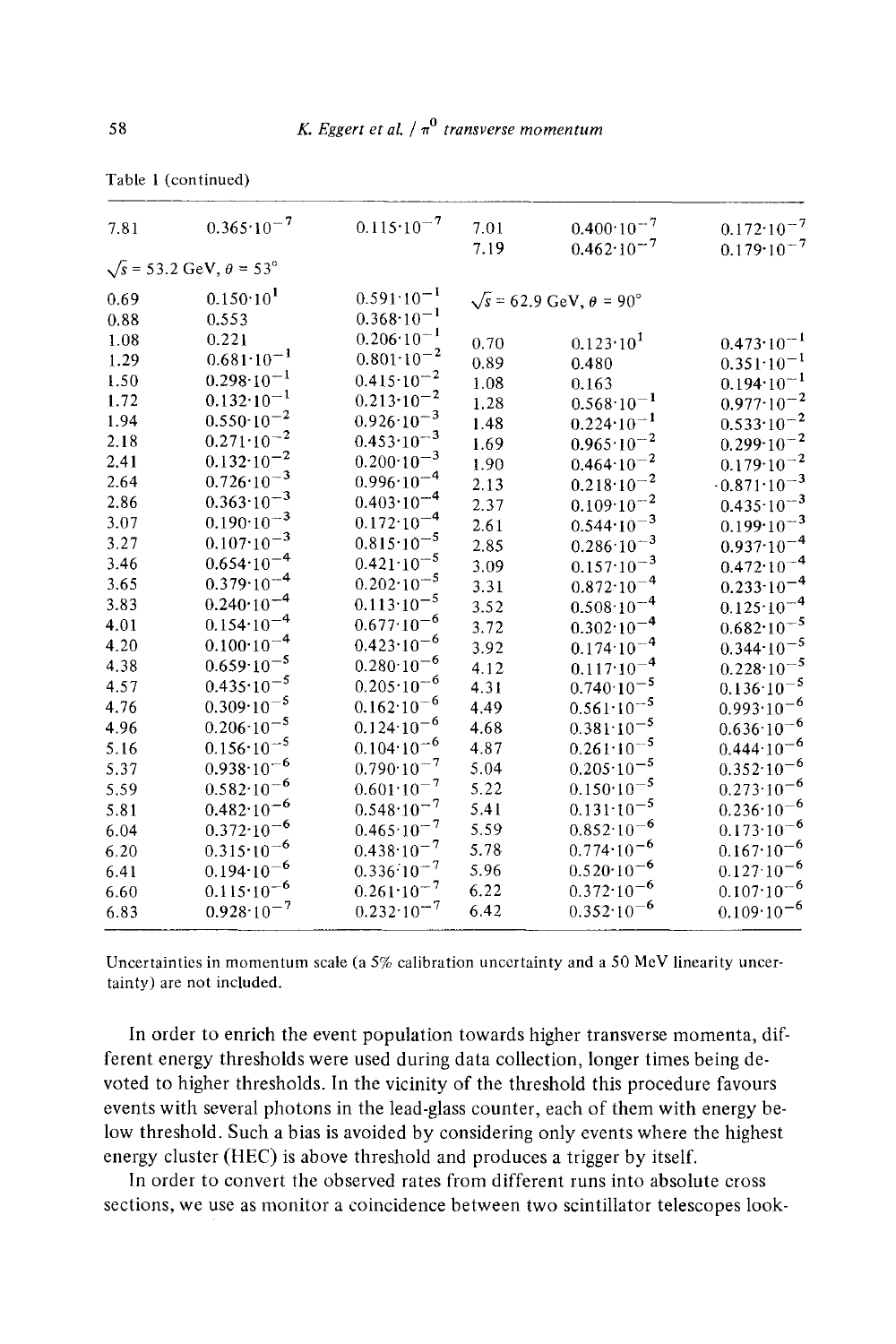Table 1 (continued)

| | | | | | |
|---|---|---|---|---|---|
| 7.81 | $0.365 \cdot 10^{-7}$ | $0.115 \cdot 10^{-7}$ | 7.01 | $0.400 \cdot 10^{-7}$ | $0.172 \cdot 10^{-7}$ |
| | | | 7.19 | $0.462 \cdot 10^{-7}$ | $0.179 \cdot 10^{-7}$ |
| $\sqrt{s}$ = 53.2 GeV, $\theta$ = 53° | | | | | |
| 0.69 | $0.150 \cdot 10^{1}$ | $0.591 \cdot 10^{-1}$ | $\sqrt{s}$ = 62.9 GeV, $\theta$ = 90° | | |
| 0.88 | 0.553 | $0.368 \cdot 10^{-1}$ | | | |
| 1.08 | 0.221 | $0.206 \cdot 10^{-1}$ | 0.70 | $0.123 \cdot 10^{1}$ | $0.473 \cdot 10^{-1}$ |
| 1.29 | $0.681 \cdot 10^{-1}$ | $0.801 \cdot 10^{-2}$ | 0.89 | 0.480 | $0.351 \cdot 10^{-1}$ |
| 1.50 | $0.298 \cdot 10^{-1}$ | $0.415 \cdot 10^{-2}$ | 1.08 | 0.163 | $0.194 \cdot 10^{-1}$ |
| 1.72 | $0.132 \cdot 10^{-1}$ | $0.213 \cdot 10^{-2}$ | 1.28 | $0.568 \cdot 10^{-1}$ | $0.977 \cdot 10^{-2}$ |
| 1.94 | $0.550 \cdot 10^{-2}$ | $0.926 \cdot 10^{-3}$ | 1.48 | $0.224 \cdot 10^{-1}$ | $0.533 \cdot 10^{-2}$ |
| 2.18 | $0.271 \cdot 10^{-2}$ | $0.453 \cdot 10^{-3}$ | 1.69 | $0.965 \cdot 10^{-2}$ | $0.299 \cdot 10^{-2}$ |
| 2.41 | $0.132 \cdot 10^{-2}$ | $0.200 \cdot 10^{-3}$ | 1.90 | $0.464 \cdot 10^{-2}$ | $0.179 \cdot 10^{-2}$ |
| 2.64 | $0.726 \cdot 10^{-3}$ | $0.996 \cdot 10^{-4}$ | 2.13 | $0.218 \cdot 10^{-2}$ | $0.871 \cdot 10^{-3}$ |
| 2.86 | $0.363 \cdot 10^{-3}$ | $0.403 \cdot 10^{-4}$ | 2.37 | $0.109 \cdot 10^{-2}$ | $0.435 \cdot 10^{-3}$ |
| 3.07 | $0.190 \cdot 10^{-3}$ | $0.172 \cdot 10^{-4}$ | 2.61 | $0.544 \cdot 10^{-3}$ | $0.199 \cdot 10^{-3}$ |
| 3.27 | $0.107 \cdot 10^{-3}$ | $0.815 \cdot 10^{-5}$ | 2.85 | $0.286 \cdot 10^{-3}$ | $0.937 \cdot 10^{-4}$ |
| 3.46 | $0.654 \cdot 10^{-4}$ | $0.421 \cdot 10^{-5}$ | 3.09 | $0.157 \cdot 10^{-3}$ | $0.472 \cdot 10^{-4}$ |
| 3.65 | $0.379 \cdot 10^{-4}$ | $0.202 \cdot 10^{-5}$ | 3.31 | $0.872 \cdot 10^{-4}$ | $0.233 \cdot 10^{-4}$ |
| 3.83 | $0.240 \cdot 10^{-4}$ | $0.113 \cdot 10^{-5}$ | 3.52 | $0.508 \cdot 10^{-4}$ | $0.125 \cdot 10^{-4}$ |
| 4.01 | $0.154 \cdot 10^{-4}$ | $0.677 \cdot 10^{-6}$ | 3.72 | $0.302 \cdot 10^{-4}$ | $0.682 \cdot 10^{-5}$ |
| 4.20 | $0.100 \cdot 10^{-4}$ | $0.423 \cdot 10^{-6}$ | 3.92 | $0.174 \cdot 10^{-4}$ | $0.344 \cdot 10^{-5}$ |
| 4.38 | $0.659 \cdot 10^{-5}$ | $0.280 \cdot 10^{-6}$ | 4.12 | $0.117 \cdot 10^{-4}$ | $0.228 \cdot 10^{-5}$ |
| 4.57 | $0.435 \cdot 10^{-5}$ | $0.205 \cdot 10^{-6}$ | 4.31 | $0.740 \cdot 10^{-5}$ | $0.136 \cdot 10^{-5}$ |
| 4.76 | $0.309 \cdot 10^{-5}$ | $0.162 \cdot 10^{-6}$ | 4.49 | $0.561 \cdot 10^{-5}$ | $0.993 \cdot 10^{-6}$ |
| 4.96 | $0.206 \cdot 10^{-5}$ | $0.124 \cdot 10^{-6}$ | 4.68 | $0.381 \cdot 10^{-5}$ | $0.636 \cdot 10^{-6}$ |
| 5.16 | $0.156 \cdot 10^{-5}$ | $0.104 \cdot 10^{-6}$ | 4.87 | $0.261 \cdot 10^{-5}$ | $0.444 \cdot 10^{-6}$ |
| 5.37 | $0.938 \cdot 10^{-6}$ | $0.790 \cdot 10^{-7}$ | 5.04 | $0.205 \cdot 10^{-5}$ | $0.352 \cdot 10^{-6}$ |
| 5.59 | $0.582 \cdot 10^{-6}$ | $0.601 \cdot 10^{-7}$ | 5.22 | $0.150 \cdot 10^{-5}$ | $0.273 \cdot 10^{-6}$ |
| 5.81 | $0.482 \cdot 10^{-6}$ | $0.548 \cdot 10^{-7}$ | 5.41 | $0.131 \cdot 10^{-5}$ | $0.236 \cdot 10^{-6}$ |
| 6.04 | $0.372 \cdot 10^{-6}$ | $0.465 \cdot 10^{-7}$ | 5.59 | $0.852 \cdot 10^{-6}$ | $0.173 \cdot 10^{-6}$ |
| 6.20 | $0.315 \cdot 10^{-6}$ | $0.438 \cdot 10^{-7}$ | 5.78 | $0.774 \cdot 10^{-6}$ | $0.167 \cdot 10^{-6}$ |
| 6.41 | $0.194 \cdot 10^{-6}$ | $0.336 \cdot 10^{-7}$ | 5.96 | $0.520 \cdot 10^{-6}$ | $0.127 \cdot 10^{-6}$ |
| 6.60 | $0.115 \cdot 10^{-6}$ | $0.261 \cdot 10^{-7}$ | 6.22 | $0.372 \cdot 10^{-6}$ | $0.107 \cdot 10^{-6}$ |
| 6.83 | $0.928 \cdot 10^{-7}$ | $0.232 \cdot 10^{-7}$ | 6.42 | $0.352 \cdot 10^{-6}$ | $0.109 \cdot 10^{-6}$ |

Uncertainties in momentum scale (a 5% calibration uncertainty and a 50 MeV linearity uncertainty) are not included.

In order to enrich the event population towards higher transverse momenta, different energy thresholds were used during data collection, longer times being devoted to higher thresholds. In the vicinity of the threshold this procedure favours events with several photons in the lead-glass counter, each of them with energy below threshold. Such a bias is avoided by considering only events where the highest energy cluster (HEC) is above threshold and produces a trigger by itself.

In order to convert the observed rates from different runs into absolute cross sections, we use as monitor a coincidence between two scintillator telescopes look-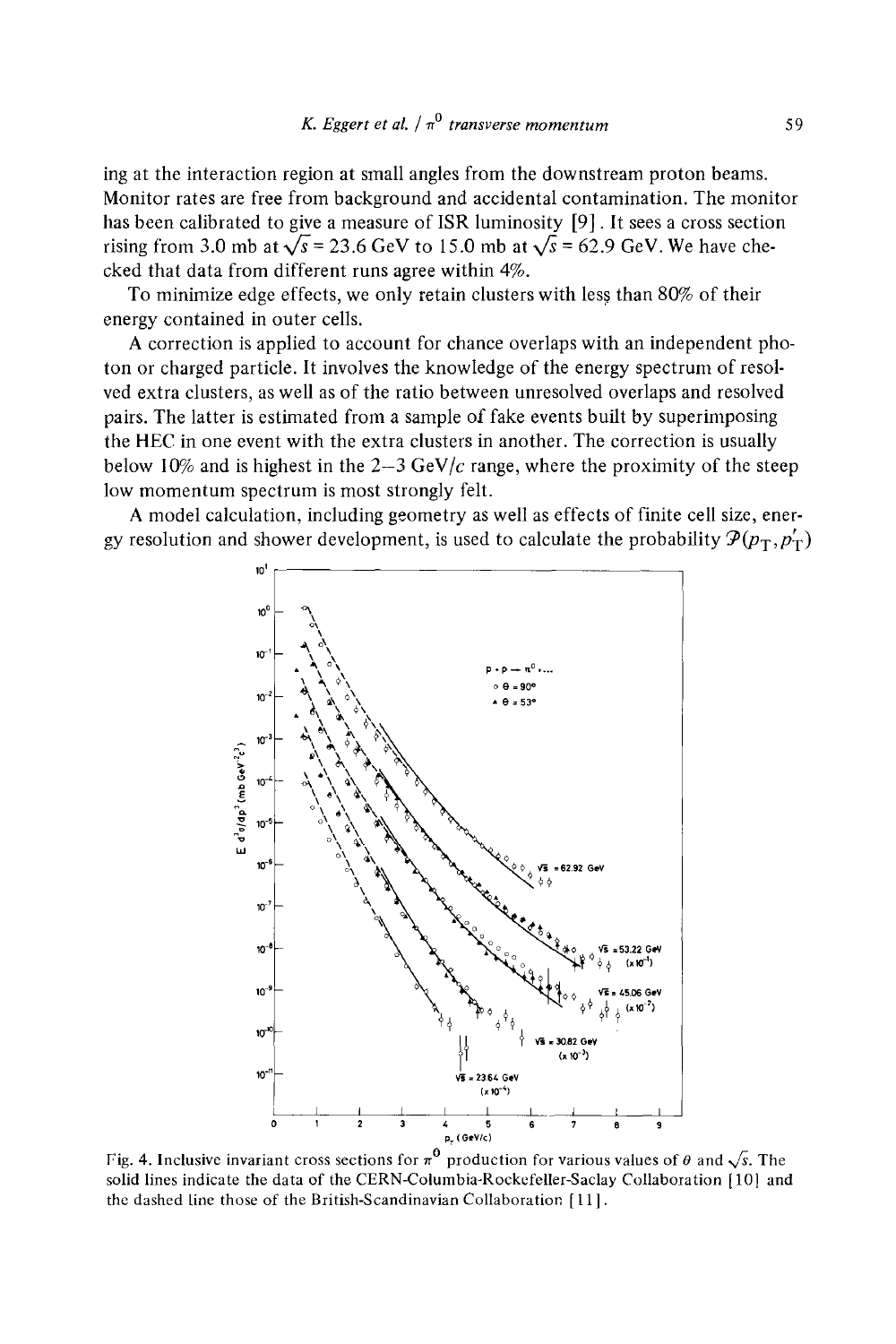ing at the interaction region at small angles from the downstream proton beams. Monitor rates are free from background and accidental contamination. The monitor has been calibrated to give a measure of ISR luminosity [9]. It sees a cross section rising from 3.0 mb at $\sqrt{s}$ = 23.6 GeV to 15.0 mb at $\sqrt{s}$ = 62.9 GeV. We have checked that data from different runs agree within 4%.

To minimize edge effects, we only retain clusters with less than 80% of their energy contained in outer cells.

A correction is applied to account for chance overlaps with an independent photon or charged particle. It involves the knowledge of the energy spectrum of resolved extra clusters, as well as of the ratio between unresolved overlaps and resolved pairs. The latter is estimated from a sample of fake events built by superimposing the HEC in one event with the extra clusters in another. The correction is usually below 10% and is highest in the 2–3 GeV/$c$ range, where the proximity of the steep low momentum spectrum is most strongly felt.

A model calculation, including geometry as well as effects of finite cell size, energy resolution and shower development, is used to calculate the probability $\mathcal{P}(p_T, p_T')$

Fig. 4. Inclusive invariant cross sections for $\pi^0$ production for various values of $\theta$ and $\sqrt{s}$. The solid lines indicate the data of the CERN-Columbia-Rockefeller-Saclay Collaboration [10] and the dashed line those of the British-Scandinavian Collaboration [11].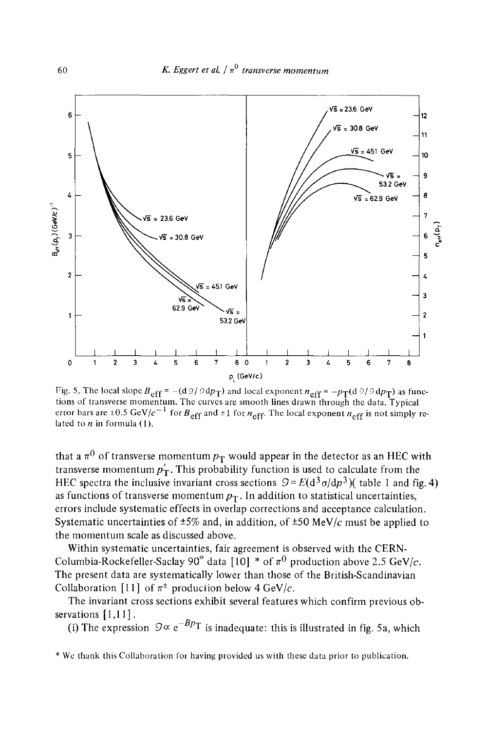Fig. 5. The local slope $B_{\text{eff}} = -(\text{d}\,\mathcal{I}/\mathcal{I}\,\text{d}p_T)$ and local exponent $n_{\text{eff}} = -p_T(\text{d}\,\mathcal{I}/\mathcal{I}\,\text{d}p_T)$ as functions of transverse momentum. The curves are smooth lines drawn through the data. Typical error bars are $\pm 0.5$ GeV/$c^{-1}$ for $B_{\text{eff}}$ and $\pm 1$ for $n_{\text{eff}}$. The local exponent $n_{\text{eff}}$ is not simply related to $n$ in formula (1).

that a $\pi^0$ of transverse momentum $p_T$ would appear in the detector as an HEC with transverse momentum $p_T'$. This probability function is used to calculate from the HEC spectra the inclusive invariant cross sections $\mathcal{I} = E(\text{d}^3\sigma/\text{d}p^3)$( table 1 and fig. 4) as functions of transverse momentum $p_T$. In addition to statistical uncertainties, errors include systematic effects in overlap corrections and acceptance calculation. Systematic uncertainties of $\pm 5\%$ and, in addition, of $\pm 50$ MeV/$c$ must be applied to the momentum scale as discussed above.

Within systematic uncertainties, fair agreement is observed with the CERN-Columbia-Rockefeller-Saclay 90° data [10] * of $\pi^0$ production above 2.5 GeV/$c$. The present data are systematically lower than those of the British-Scandinavian Collaboration [11] of $\pi^\pm$ production below 4 GeV/$c$.

The invariant cross sections exhibit several features which confirm previous observations [1,11].

(i) The expression $\mathcal{I} \propto e^{-Bp_T}$ is inadequate: this is illustrated in fig. 5a, which

* We thank this Collaboration for having provided us with these data prior to publication.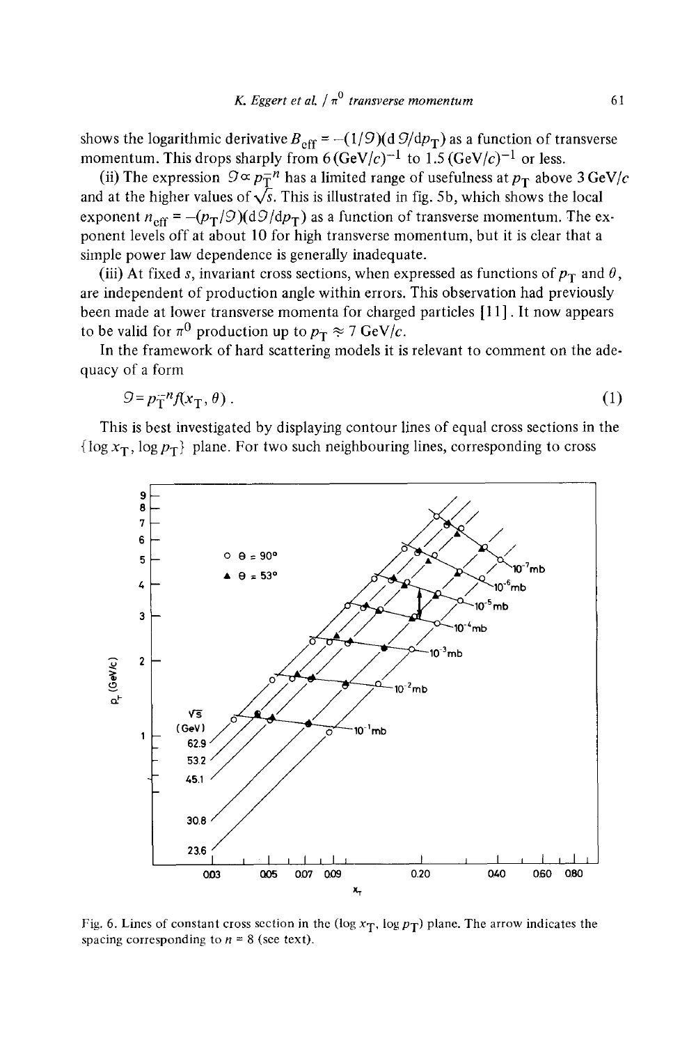shows the logarithmic derivative $B_{\text{eff}} = -(1/\mathcal{G})(\mathrm{d}\mathcal{G}/\mathrm{d}p_{\text{T}})$ as a function of transverse momentum. This drops sharply from 6 $(\text{GeV}/c)^{-1}$ to 1.5 $(\text{GeV}/c)^{-1}$ or less.

(ii) The expression $\mathcal{G} \propto p_{\text{T}}^{-n}$ has a limited range of usefulness at $p_{\text{T}}$ above 3 GeV/$c$ and at the higher values of $\sqrt{s}$. This is illustrated in fig. 5b, which shows the local exponent $n_{\text{eff}} = -(p_{\text{T}}/\mathcal{G})(\mathrm{d}\mathcal{G}/\mathrm{d}p_{\text{T}})$ as a function of transverse momentum. The exponent levels off at about 10 for high transverse momentum, but it is clear that a simple power law dependence is generally inadequate.

(iii) At fixed $s$, invariant cross sections, when expressed as functions of $p_{\text{T}}$ and $\theta$, are independent of production angle within errors. This observation had previously been made at lower transverse momenta for charged particles [11]. It now appears to be valid for $\pi^0$ production up to $p_{\text{T}} \approx 7$ GeV/$c$.

In the framework of hard scattering models it is relevant to comment on the adequacy of a form

$$\mathcal{G} = p_{\text{T}}^{-n} f(x_{\text{T}}, \theta)\,. \tag{1}$$

This is best investigated by displaying contour lines of equal cross sections in the $\{\log x_{\text{T}}, \log p_{\text{T}}\}$ plane. For two such neighbouring lines, corresponding to cross

Fig. 6. Lines of constant cross section in the ($\log x_{\text{T}}$, $\log p_{\text{T}}$) plane. The arrow indicates the spacing corresponding to $n = 8$ (see text).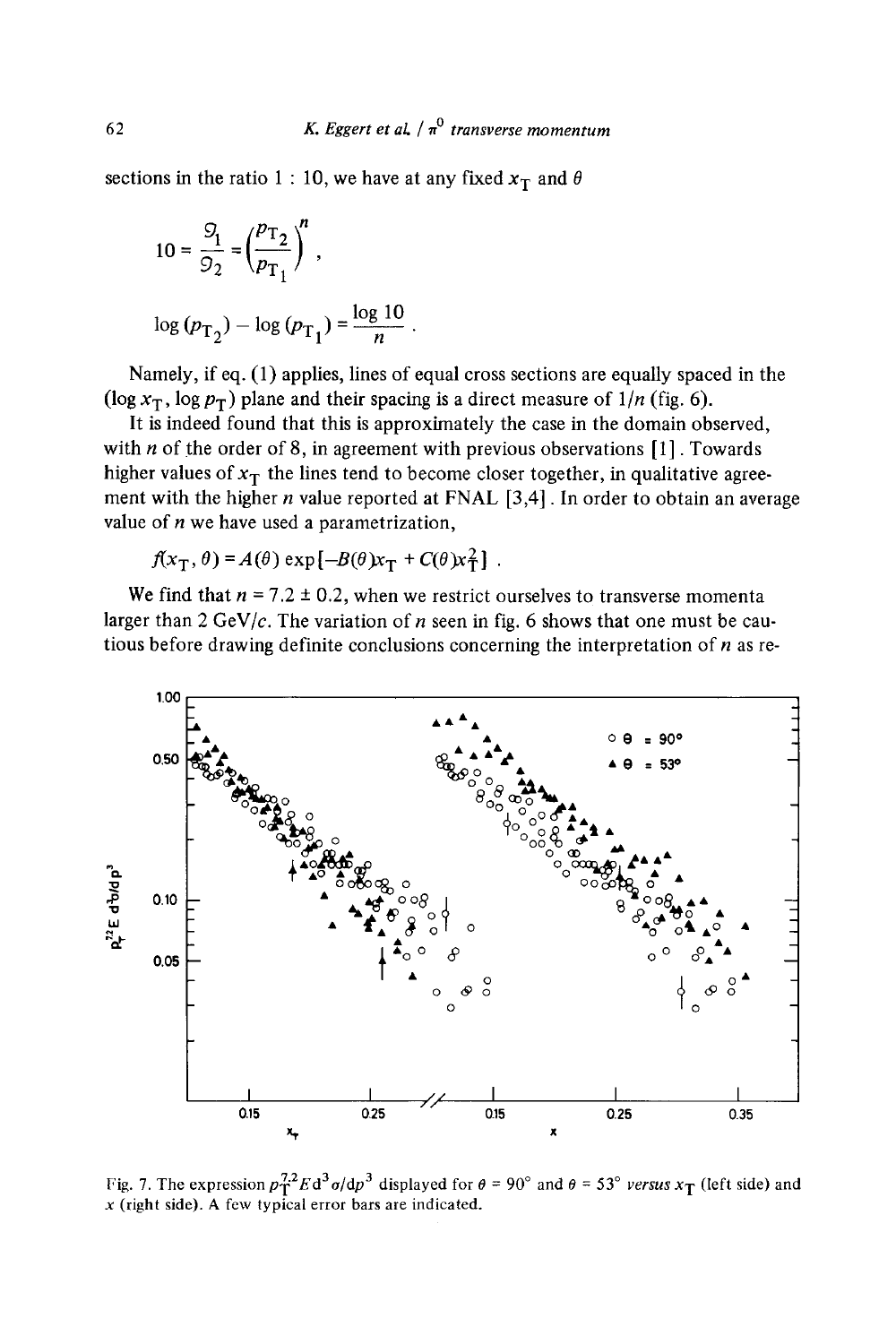sections in the ratio 1 : 10, we have at any fixed $x_T$ and $\theta$

$$10 = \frac{\mathcal{G}_1}{\mathcal{G}_2} = \left(\frac{p_{T_2}}{p_{T_1}}\right)^n ,$$

$$\log (p_{T_2}) - \log (p_{T_1}) = \frac{\log 10}{n} .$$

Namely, if eq. (1) applies, lines of equal cross sections are equally spaced in the ($\log x_T$, $\log p_T$) plane and their spacing is a direct measure of $1/n$ (fig. 6).

It is indeed found that this is approximately the case in the domain observed, with $n$ of the order of 8, in agreement with previous observations [1]. Towards higher values of $x_T$ the lines tend to become closer together, in qualitative agreement with the higher $n$ value reported at FNAL [3,4]. In order to obtain an average value of $n$ we have used a parametrization,

$$f(x_T, \theta) = A(\theta) \exp[-B(\theta)x_T + C(\theta)x_T^2] .$$

We find that $n = 7.2 \pm 0.2$, when we restrict ourselves to transverse momenta larger than 2 GeV/$c$. The variation of $n$ seen in fig. 6 shows that one must be cautious before drawing definite conclusions concerning the interpretation of $n$ as re-

Fig. 7. The expression $p_T^{7.2} E \, d^3\sigma/dp^3$ displayed for $\theta = 90°$ and $\theta = 53°$ *versus* $x_T$ (left side) and $x$ (right side). A few typical error bars are indicated.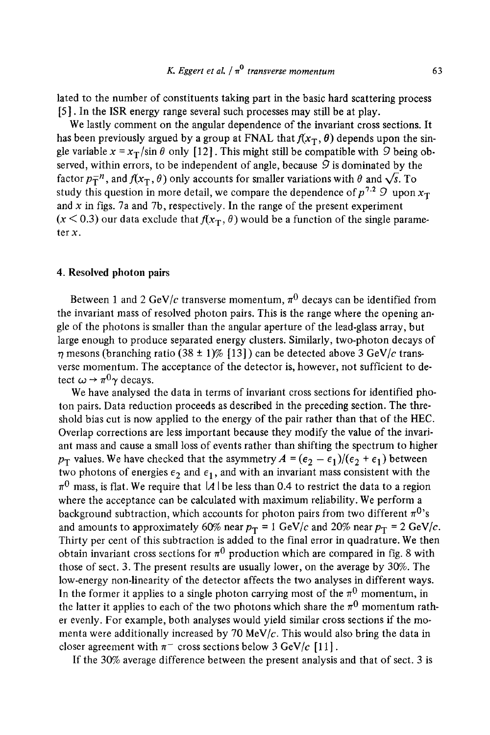lated to the number of constituents taking part in the basic hard scattering process [5]. In the ISR energy range several such processes may still be at play.

We lastly comment on the angular dependence of the invariant cross sections. It has been previously argued by a group at FNAL that $f(x_T, \theta)$ depends upon the single variable $x = x_T/\sin\theta$ only [12]. This might still be compatible with $\mathcal{G}$ being observed, within errors, to be independent of angle, because $\mathcal{G}$ is dominated by the factor $p_T^{-n}$, and $f(x_T, \theta)$ only accounts for smaller variations with $\theta$ and $\sqrt{s}$. To study this question in more detail, we compare the dependence of $p^{7.2}\,\mathcal{G}$ upon $x_T$ and $x$ in figs. 7a and 7b, respectively. In the range of the present experiment ($x < 0.3$) our data exclude that $f(x_T, \theta)$ would be a function of the single parameter $x$.

## 4. Resolved photon pairs

Between 1 and 2 GeV/$c$ transverse momentum, $\pi^0$ decays can be identified from the invariant mass of resolved photon pairs. This is the range where the opening angle of the photons is smaller than the angular aperture of the lead-glass array, but large enough to produce separated energy clusters. Similarly, two-photon decays of $\eta$ mesons (branching ratio $(38 \pm 1)\%$ [13]) can be detected above 3 GeV/$c$ transverse momentum. The acceptance of the detector is, however, not sufficient to detect $\omega \to \pi^0\gamma$ decays.

We have analysed the data in terms of invariant cross sections for identified photon pairs. Data reduction proceeds as described in the preceding section. The threshold bias cut is now applied to the energy of the pair rather than that of the HEC. Overlap corrections are less important because they modify the value of the invariant mass and cause a small loss of events rather than shifting the spectrum to higher $p_T$ values. We have checked that the asymmetry $A = (\epsilon_2 - \epsilon_1)/(\epsilon_2 + \epsilon_1)$ between two photons of energies $\epsilon_2$ and $\epsilon_1$, and with an invariant mass consistent with the $\pi^0$ mass, is flat. We require that $|A|$ be less than 0.4 to restrict the data to a region where the acceptance can be calculated with maximum reliability. We perform a background subtraction, which accounts for photon pairs from two different $\pi^0$'s and amounts to approximately 60% near $p_T = 1$ GeV/$c$ and 20% near $p_T = 2$ GeV/$c$. Thirty per cent of this subtraction is added to the final error in quadrature. We then obtain invariant cross sections for $\pi^0$ production which are compared in fig. 8 with those of sect. 3. The present results are usually lower, on the average by 30%. The low-energy non-linearity of the detector affects the two analyses in different ways. In the former it applies to a single photon carrying most of the $\pi^0$ momentum, in the latter it applies to each of the two photons which share the $\pi^0$ momentum rather evenly. For example, both analyses would yield similar cross sections if the momenta were additionally increased by 70 MeV/$c$. This would also bring the data in closer agreement with $\pi^-$ cross sections below 3 GeV/$c$ [11].

If the 30% average difference between the present analysis and that of sect. 3 is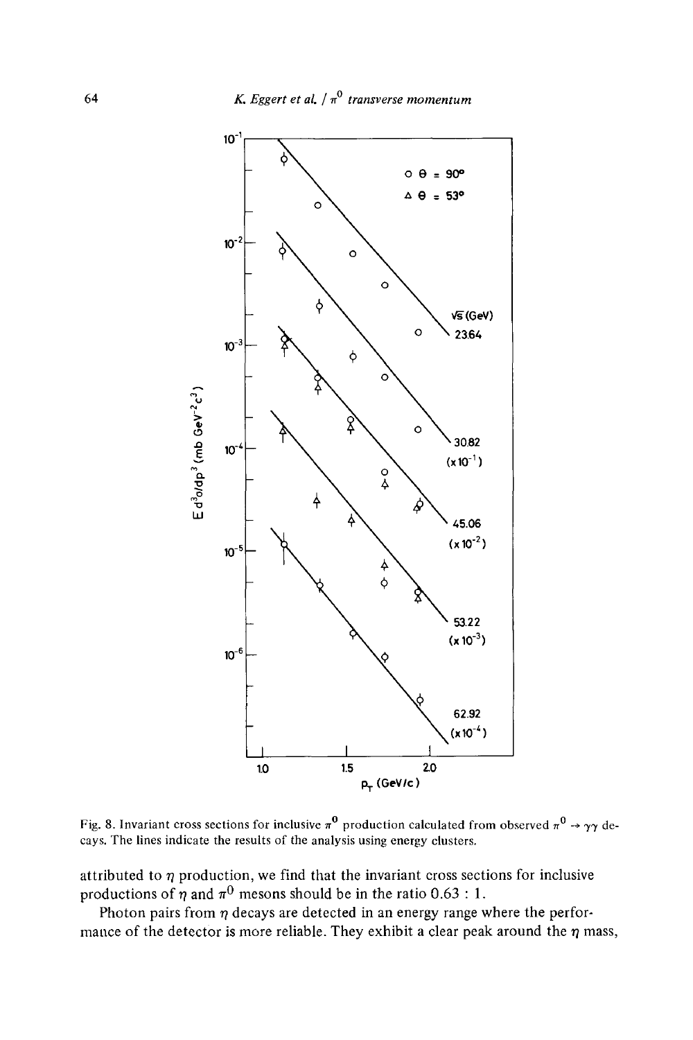Fig. 8. Invariant cross sections for inclusive $\pi^0$ production calculated from observed $\pi^0 \rightarrow \gamma\gamma$ decays. The lines indicate the results of the analysis using energy clusters.

attributed to $\eta$ production, we find that the invariant cross sections for inclusive productions of $\eta$ and $\pi^0$ mesons should be in the ratio 0.63 : 1.

Photon pairs from $\eta$ decays are detected in an energy range where the performance of the detector is more reliable. They exhibit a clear peak around the $\eta$ mass,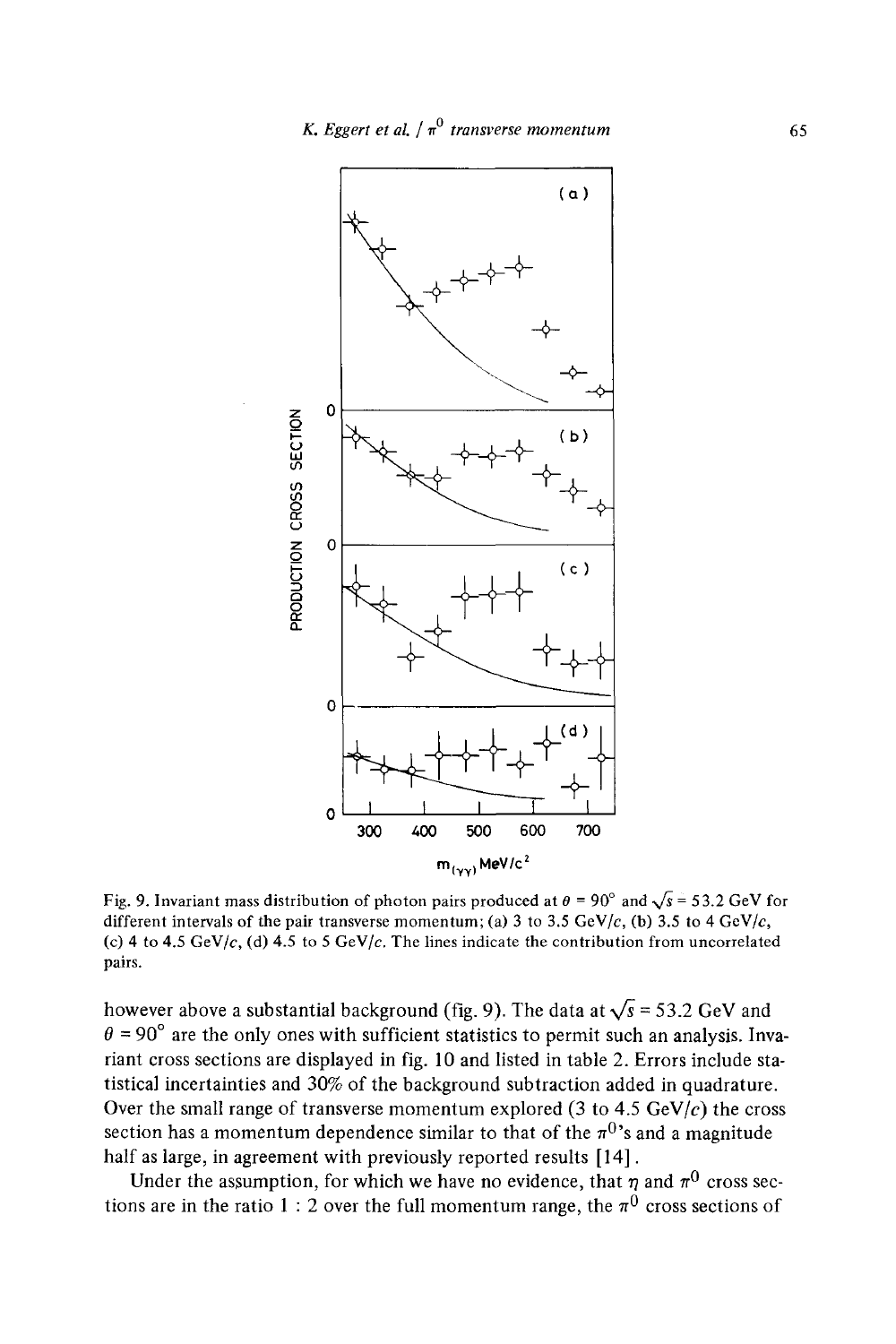Fig. 9. Invariant mass distribution of photon pairs produced at $\theta = 90^\circ$ and $\sqrt{s} = 53.2$ GeV for different intervals of the pair transverse momentum; (a) 3 to 3.5 GeV/$c$, (b) 3.5 to 4 GeV/$c$, (c) 4 to 4.5 GeV/$c$, (d) 4.5 to 5 GeV/$c$. The lines indicate the contribution from uncorrelated pairs.

however above a substantial background (fig. 9). The data at $\sqrt{s} = 53.2$ GeV and $\theta = 90^\circ$ are the only ones with sufficient statistics to permit such an analysis. Invariant cross sections are displayed in fig. 10 and listed in table 2. Errors include statistical incertainties and 30% of the background subtraction added in quadrature. Over the small range of transverse momentum explored (3 to 4.5 GeV/$c$) the cross section has a momentum dependence similar to that of the $\pi^0$'s and a magnitude half as large, in agreement with previously reported results [14].

Under the assumption, for which we have no evidence, that $\eta$ and $\pi^0$ cross sections are in the ratio 1 : 2 over the full momentum range, the $\pi^0$ cross sections of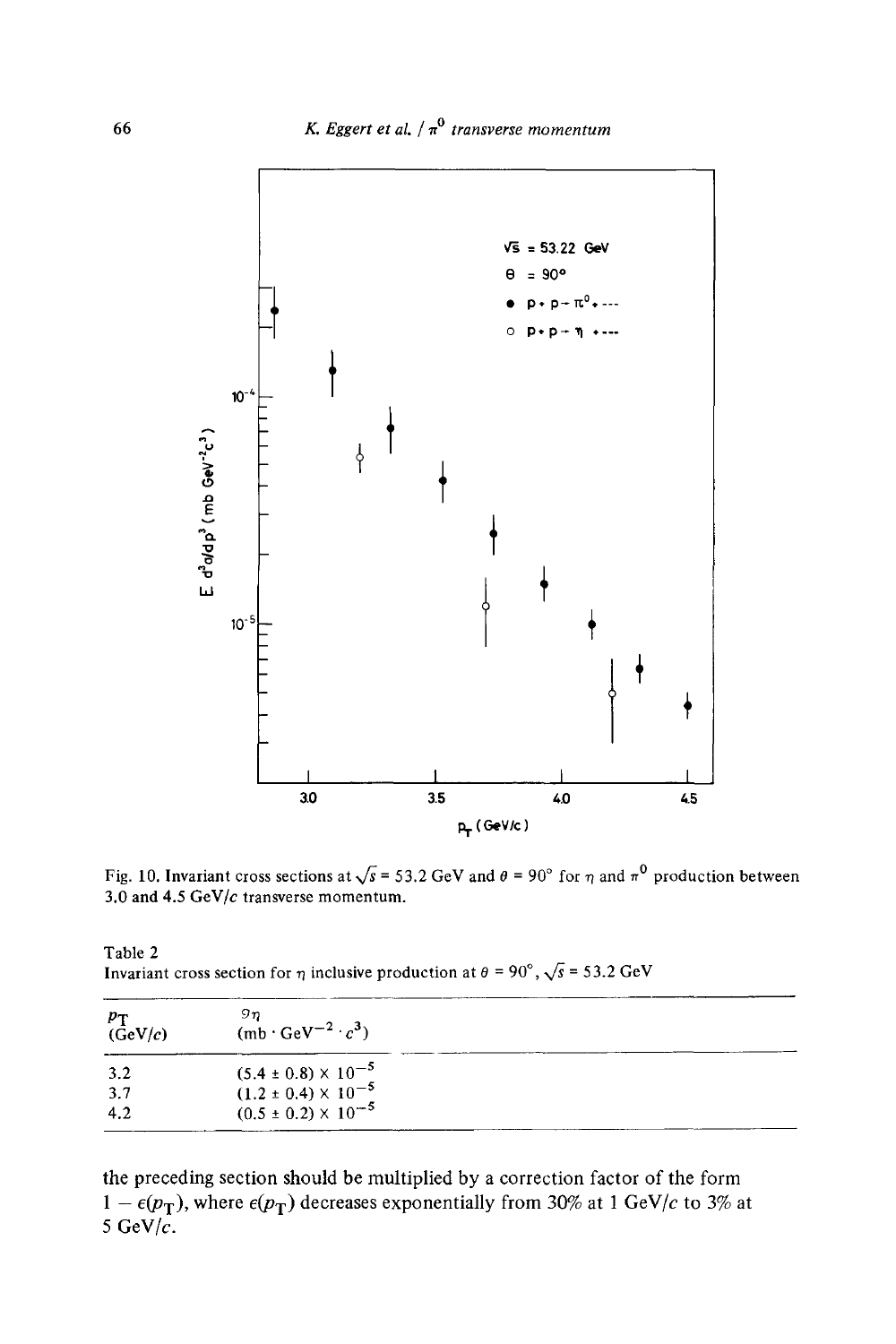Fig. 10. Invariant cross sections at $\sqrt{s}$ = 53.2 GeV and $\theta$ = 90° for $\eta$ and $\pi^0$ production between 3.0 and 4.5 GeV/$c$ transverse momentum.

Table 2
Invariant cross section for $\eta$ inclusive production at $\theta$ = 90°, $\sqrt{s}$ = 53.2 GeV

| $p_T$ (GeV/$c$) | $\mathcal{g}_\eta$ (mb · GeV$^{-2}$ · $c^3$) |
|---|---|
| 3.2 | $(5.4 \pm 0.8) \times 10^{-5}$ |
| 3.7 | $(1.2 \pm 0.4) \times 10^{-5}$ |
| 4.2 | $(0.5 \pm 0.2) \times 10^{-5}$ |

the preceding section should be multiplied by a correction factor of the form $1 - \epsilon(p_T)$, where $\epsilon(p_T)$ decreases exponentially from 30% at 1 GeV/$c$ to 3% at 5 GeV/$c$.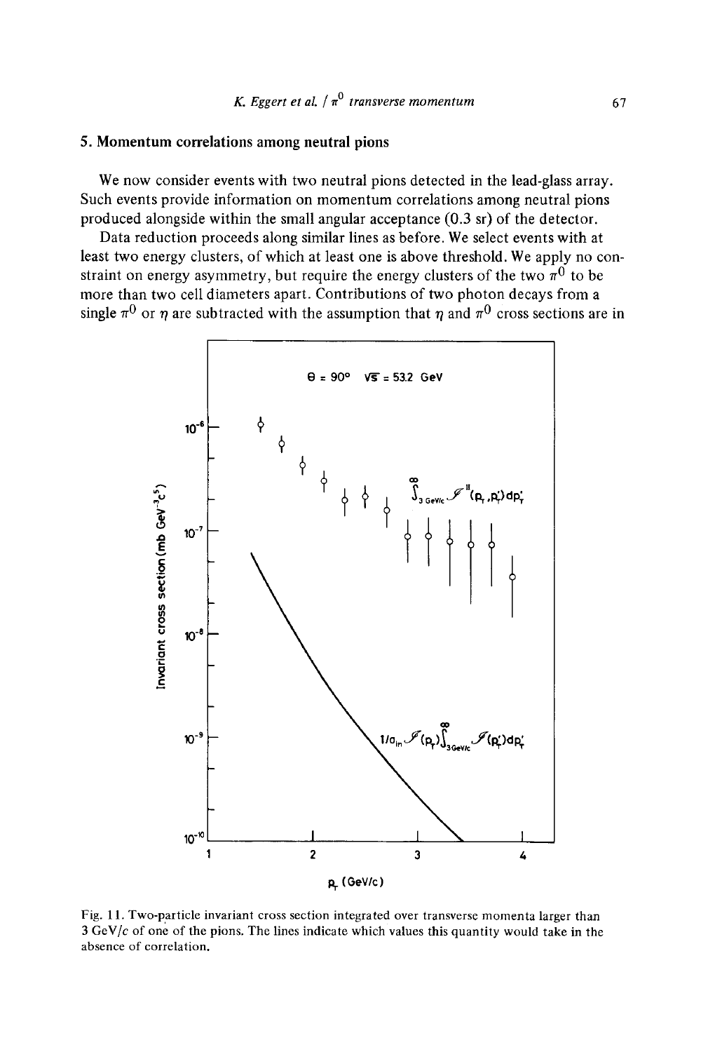## 5. Momentum correlations among neutral pions

We now consider events with two neutral pions detected in the lead-glass array. Such events provide information on momentum correlations among neutral pions produced alongside within the small angular acceptance (0.3 sr) of the detector.

Data reduction proceeds along similar lines as before. We select events with at least two energy clusters, of which at least one is above threshold. We apply no constraint on energy asymmetry, but require the energy clusters of the two $\pi^0$ to be more than two cell diameters apart. Contributions of two photon decays from a single $\pi^0$ or $\eta$ are subtracted with the assumption that $\eta$ and $\pi^0$ cross sections are in

Fig. 11. Two-particle invariant cross section integrated over transverse momenta larger than 3 GeV/$c$ of one of the pions. The lines indicate which values this quantity would take in the absence of correlation.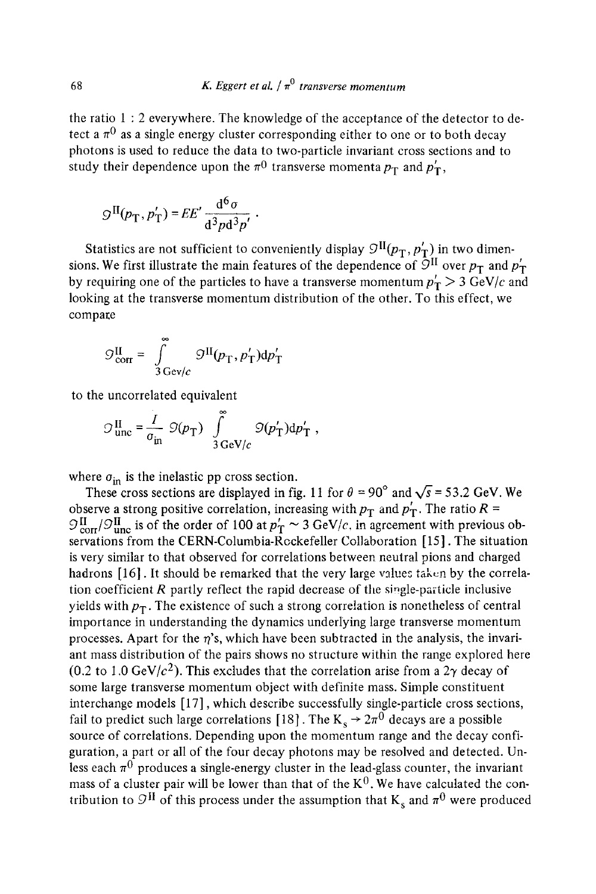the ratio 1 : 2 everywhere. The knowledge of the acceptance of the detector to detect a $\pi^0$ as a single energy cluster corresponding either to one or to both decay photons is used to reduce the data to two-particle invariant cross sections and to study their dependence upon the $\pi^0$ transverse momenta $p_T$ and $p'_T$,

$$\mathcal{G}^{II}(p_T, p'_T) = EE' \frac{d^6\sigma}{d^3p d^3p'} \ .$$

Statistics are not sufficient to conveniently display $\mathcal{G}^{II}(p_T, p'_T)$ in two dimensions. We first illustrate the main features of the dependence of $\mathcal{G}^{II}$ over $p_T$ and $p'_T$ by requiring one of the particles to have a transverse momentum $p'_T > 3$ GeV/$c$ and looking at the transverse momentum distribution of the other. To this effect, we compare

$$\mathcal{G}^{II}_{corr} = \int_{3\,\mathrm{Gev}/c}^{\infty} \mathcal{G}^{II}(p_T, p'_T) dp'_T$$

to the uncorrelated equivalent

$$\mathcal{G}^{II}_{unc} = \frac{I}{\sigma_{in}} \mathcal{G}(p_T) \int_{3\,\mathrm{GeV}/c}^{\infty} \mathcal{G}(p'_T) dp'_T \ ,$$

where $\sigma_{in}$ is the inelastic pp cross section.

These cross sections are displayed in fig. 11 for $\theta = 90°$ and $\sqrt{s} = 53.2$ GeV. We observe a strong positive correlation, increasing with $p_T$ and $p'_T$. The ratio $R = \mathcal{G}^{II}_{corr}/\mathcal{G}^{II}_{unc}$ is of the order of 100 at $p'_T \sim 3$ GeV/$c$, in agreement with previous observations from the CERN-Columbia-Rockefeller Collaboration [15]. The situation is very similar to that observed for correlations between neutral pions and charged hadrons [16]. It should be remarked that the very large values taken by the correlation coefficient $R$ partly reflect the rapid decrease of the single-particle inclusive yields with $p_T$. The existence of such a strong correlation is nonetheless of central importance in understanding the dynamics underlying large transverse momentum processes. Apart for the $\eta$'s, which have been subtracted in the analysis, the invariant mass distribution of the pairs shows no structure within the range explored here (0.2 to 1.0 GeV/$c^2$). This excludes that the correlation arise from a $2\gamma$ decay of some large transverse momentum object with definite mass. Simple constituent interchange models [17], which describe successfully single-particle cross sections, fail to predict such large correlations [18]. The $K_s \to 2\pi^0$ decays are a possible source of correlations. Depending upon the momentum range and the decay configuration, a part or all of the four decay photons may be resolved and detected. Unless each $\pi^0$ produces a single-energy cluster in the lead-glass counter, the invariant mass of a cluster pair will be lower than that of the $K^0$. We have calculated the contribution to $\mathcal{G}^{II}$ of this process under the assumption that $K_s$ and $\pi^0$ were produced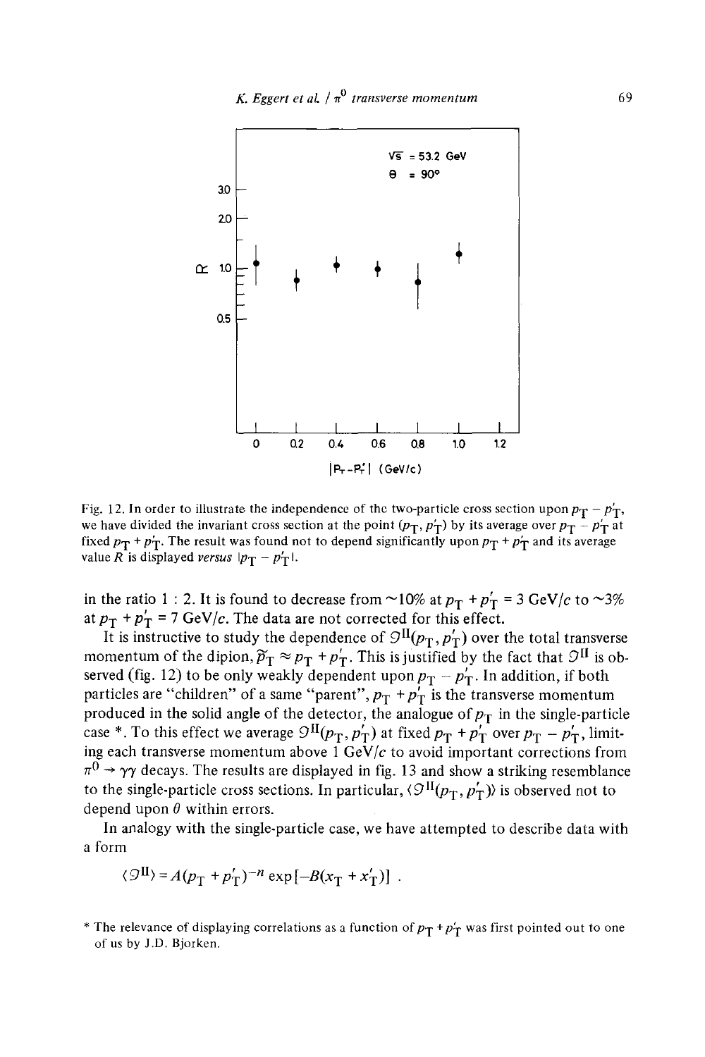Fig. 12. In order to illustrate the independence of the two-particle cross section upon $p_T - p'_T$, we have divided the invariant cross section at the point $(p_T, p'_T)$ by its average over $p_T - p'_T$ at fixed $p_T + p'_T$. The result was found not to depend significantly upon $p_T + p'_T$ and its average value $R$ is displayed *versus* $|p_T - p'_T|$.

in the ratio 1 : 2. It is found to decrease from ~10% at $p_T + p'_T = 3$ GeV/$c$ to ~3% at $p_T + p'_T = 7$ GeV/$c$. The data are not corrected for this effect.

It is instructive to study the dependence of $\mathcal{G}^{II}(p_T, p'_T)$ over the total transverse momentum of the dipion, $\tilde{p}_T \approx p_T + p'_T$. This is justified by the fact that $\mathcal{G}^{II}$ is observed (fig. 12) to be only weakly dependent upon $p_T - p'_T$. In addition, if both particles are "children" of a same "parent", $p_T + p'_T$ is the transverse momentum produced in the solid angle of the detector, the analogue of $p_T$ in the single-particle case *. To this effect we average $\mathcal{G}^{II}(p_T, p'_T)$ at fixed $p_T + p'_T$ over $p_T - p'_T$, limiting each transverse momentum above 1 GeV/$c$ to avoid important corrections from $\pi^0 \to \gamma\gamma$ decays. The results are displayed in fig. 13 and show a striking resemblance to the single-particle cross sections. In particular, $\langle \mathcal{G}^{II}(p_T, p'_T) \rangle$ is observed not to depend upon $\theta$ within errors.

In analogy with the single-particle case, we have attempted to describe data with a form

$$\langle \mathcal{G}^{II} \rangle = A(p_T + p'_T)^{-n} \exp[-B(x_T + x'_T)] \ .$$

* The relevance of displaying correlations as a function of $p_T + p'_T$ was first pointed out to one of us by J.D. Bjorken.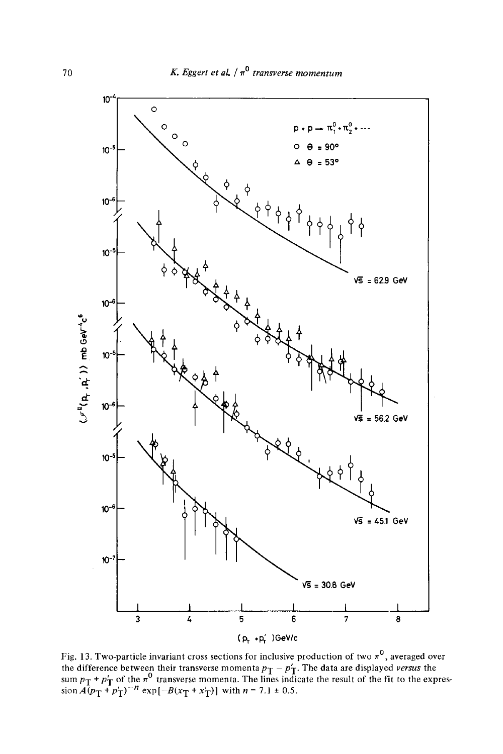Fig. 13. Two-particle invariant cross sections for inclusive production of two $\pi^0$, averaged over the difference between their transverse momenta $p_T - p'_T$. The data are displayed *versus* the sum $p_T + p'_T$ of the $\pi^0$ transverse momenta. The lines indicate the result of the fit to the expression $A(p_T + p'_T)^{-n} \exp[-B(x_T + x'_T)]$ with $n = 7.1 \pm 0.5$.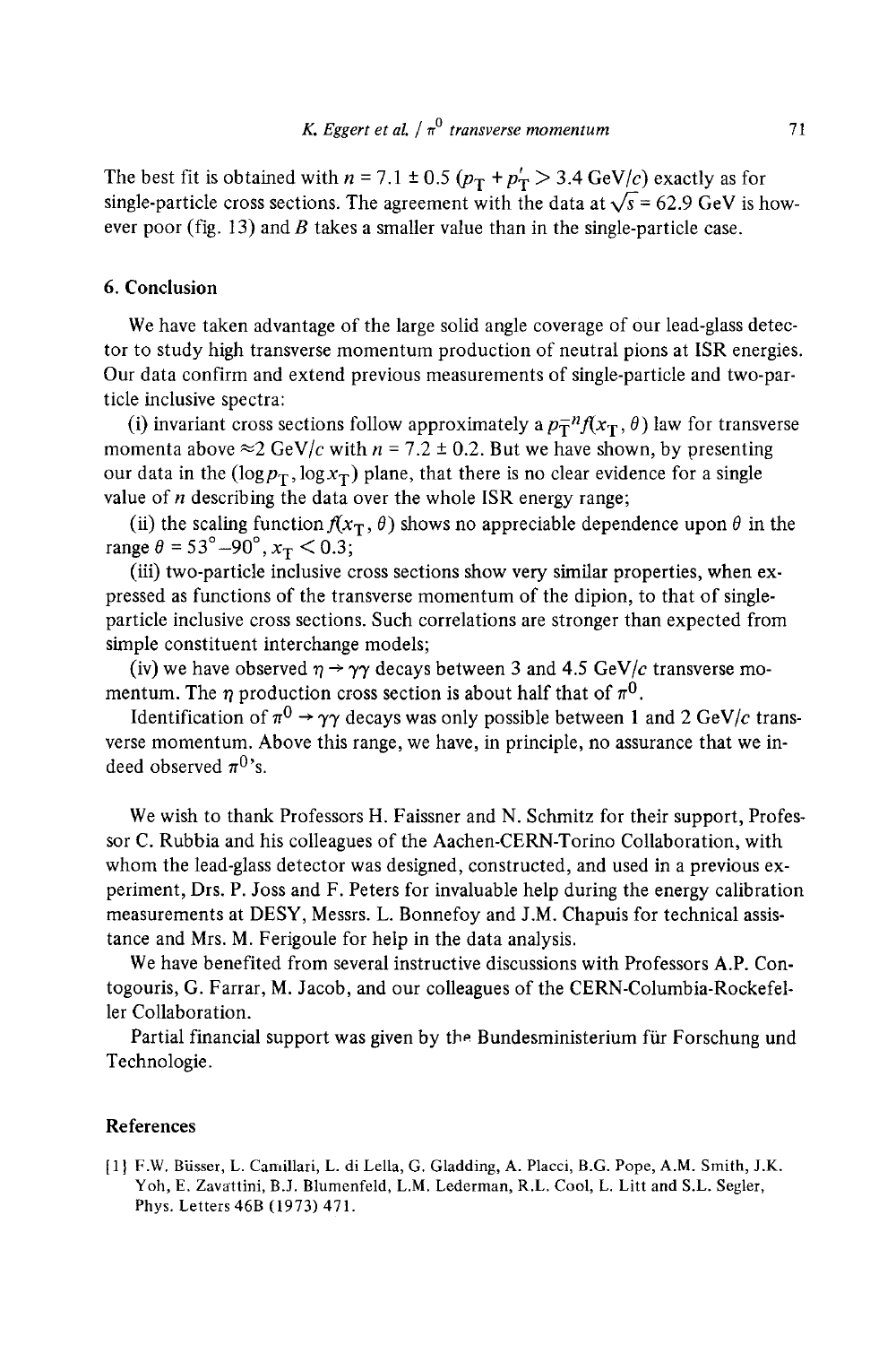The best fit is obtained with $n = 7.1 \pm 0.5$ ($p_T + p'_T > 3.4$ GeV/$c$) exactly as for single-particle cross sections. The agreement with the data at $\sqrt{s} = 62.9$ GeV is however poor (fig. 13) and $B$ takes a smaller value than in the single-particle case.

## 6. Conclusion

We have taken advantage of the large solid angle coverage of our lead-glass detector to study high transverse momentum production of neutral pions at ISR energies. Our data confirm and extend previous measurements of single-particle and two-particle inclusive spectra:

(i) invariant cross sections follow approximately a $p_T^{-n} f(x_T, \theta)$ law for transverse momenta above $\approx 2$ GeV/$c$ with $n = 7.2 \pm 0.2$. But we have shown, by presenting our data in the ($\log p_T, \log x_T$) plane, that there is no clear evidence for a single value of $n$ describing the data over the whole ISR energy range;

(ii) the scaling function $f(x_T, \theta)$ shows no appreciable dependence upon $\theta$ in the range $\theta = 53^\circ - 90^\circ$, $x_T < 0.3$;

(iii) two-particle inclusive cross sections show very similar properties, when expressed as functions of the transverse momentum of the dipion, to that of single-particle inclusive cross sections. Such correlations are stronger than expected from simple constituent interchange models;

(iv) we have observed $\eta \to \gamma\gamma$ decays between 3 and 4.5 GeV/$c$ transverse momentum. The $\eta$ production cross section is about half that of $\pi^0$.

Identification of $\pi^0 \to \gamma\gamma$ decays was only possible between 1 and 2 GeV/$c$ transverse momentum. Above this range, we have, in principle, no assurance that we indeed observed $\pi^0$'s.

We wish to thank Professors H. Faissner and N. Schmitz for their support, Professor C. Rubbia and his colleagues of the Aachen-CERN-Torino Collaboration, with whom the lead-glass detector was designed, constructed, and used in a previous experiment, Drs. P. Joss and F. Peters for invaluable help during the energy calibration measurements at DESY, Messrs. L. Bonnefoy and J.M. Chapuis for technical assistance and Mrs. M. Ferigoule for help in the data analysis.

We have benefited from several instructive discussions with Professors A.P. Contogouris, G. Farrar, M. Jacob, and our colleagues of the CERN-Columbia-Rockefeller Collaboration.

Partial financial support was given by the Bundesministerium für Forschung und Technologie.

## References

[1] F.W. Büsser, L. Camillari, L. di Lella, G. Gladding, A. Placci, B.G. Pope, A.M. Smith, J.K. Yoh, E. Zavattini, B.J. Blumenfeld, L.M. Lederman, R.L. Cool, L. Litt and S.L. Segler, Phys. Letters 46B (1973) 471.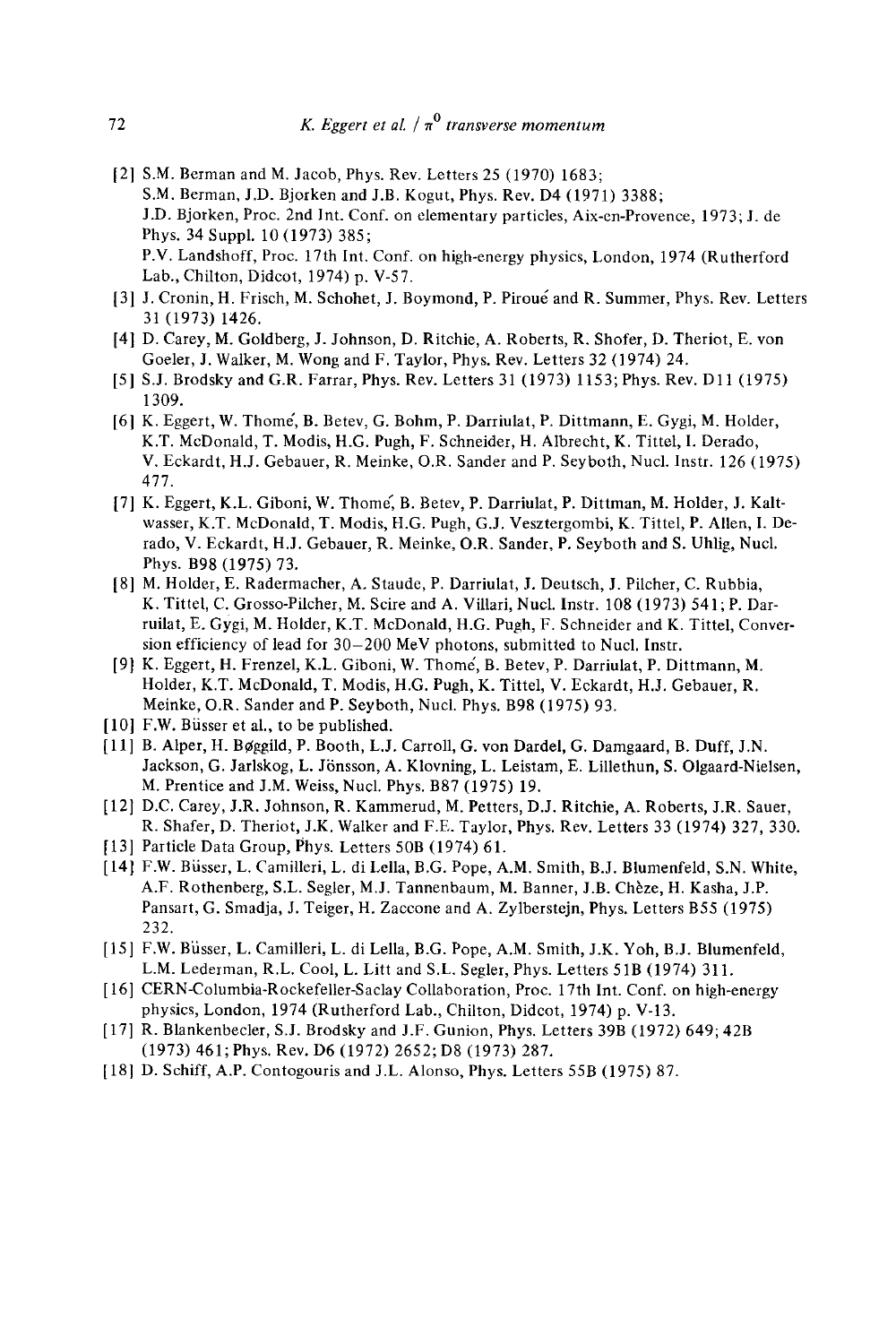[2] S.M. Berman and M. Jacob, Phys. Rev. Letters 25 (1970) 1683;
S.M. Berman, J.D. Bjorken and J.B. Kogut, Phys. Rev. D4 (1971) 3388;
J.D. Bjorken, Proc. 2nd Int. Conf. on elementary particles, Aix-en-Provence, 1973; J. de Phys. 34 Suppl. 10 (1973) 385;
P.V. Landshoff, Proc. 17th Int. Conf. on high-energy physics, London, 1974 (Rutherford Lab., Chilton, Didcot, 1974) p. V-57.

[3] J. Cronin, H. Frisch, M. Schohet, J. Boymond, P. Piroué and R. Summer, Phys. Rev. Letters 31 (1973) 1426.

[4] D. Carey, M. Goldberg, J. Johnson, D. Ritchie, A. Roberts, R. Shofer, D. Theriot, E. von Goeler, J. Walker, M. Wong and F. Taylor, Phys. Rev. Letters 32 (1974) 24.

[5] S.J. Brodsky and G.R. Farrar, Phys. Rev. Letters 31 (1973) 1153; Phys. Rev. D11 (1975) 1309.

[6] K. Eggert, W. Thomé, B. Betev, G. Bohm, P. Darriulat, P. Dittmann, E. Gygi, M. Holder, K.T. McDonald, T. Modis, H.G. Pugh, F. Schneider, H. Albrecht, K. Tittel, I. Derado, V. Eckardt, H.J. Gebauer, R. Meinke, O.R. Sander and P. Seyboth, Nucl. Instr. 126 (1975) 477.

[7] K. Eggert, K.L. Giboni, W. Thomé, B. Betev, P. Darriulat, P. Dittman, M. Holder, J. Kaltwasser, K.T. McDonald, T. Modis, H.G. Pugh, G.J. Vesztergombi, K. Tittel, P. Allen, I. Derado, V. Eckardt, H.J. Gebauer, R. Meinke, O.R. Sander, P. Seyboth and S. Uhlig, Nucl. Phys. B98 (1975) 73.

[8] M. Holder, E. Radermacher, A. Staude, P. Darriulat, J. Deutsch, J. Pilcher, C. Rubbia, K. Tittel, C. Grosso-Pilcher, M. Scire and A. Villari, Nucl. Instr. 108 (1973) 541; P. Darruilat, E. Gygi, M. Holder, K.T. McDonald, H.G. Pugh, F. Schneider and K. Tittel, Conversion efficiency of lead for 30–200 MeV photons, submitted to Nucl. Instr.

[9] K. Eggert, H. Frenzel, K.L. Giboni, W. Thomé, B. Betev, P. Darriulat, P. Dittmann, M. Holder, K.T. McDonald, T. Modis, H.G. Pugh, K. Tittel, V. Eckardt, H.J. Gebauer, R. Meinke, O.R. Sander and P. Seyboth, Nucl. Phys. B98 (1975) 93.

[10] F.W. Büsser et al., to be published.

[11] B. Alper, H. Bøggild, P. Booth, L.J. Carroll, G. von Dardel, G. Damgaard, B. Duff, J.N. Jackson, G. Jarlskog, L. Jönsson, A. Klovning, L. Leistam, E. Lillethun, S. Olgaard-Nielsen, M. Prentice and J.M. Weiss, Nucl. Phys. B87 (1975) 19.

[12] D.C. Carey, J.R. Johnson, R. Kammerud, M. Petters, D.J. Ritchie, A. Roberts, J.R. Sauer, R. Shafer, D. Theriot, J.K. Walker and F.E. Taylor, Phys. Rev. Letters 33 (1974) 327, 330.

[13] Particle Data Group, Phys. Letters 50B (1974) 61.

[14] F.W. Büsser, L. Camilleri, L. di Lella, B.G. Pope, A.M. Smith, B.J. Blumenfeld, S.N. White, A.F. Rothenberg, S.L. Segler, M.J. Tannenbaum, M. Banner, J.B. Chèze, H. Kasha, J.P. Pansart, G. Smadja, J. Teiger, H. Zaccone and A. Zylberstejn, Phys. Letters B55 (1975) 232.

[15] F.W. Büsser, L. Camilleri, L. di Lella, B.G. Pope, A.M. Smith, J.K. Yoh, B.J. Blumenfeld, L.M. Lederman, R.L. Cool, L. Litt and S.L. Segler, Phys. Letters 51B (1974) 311.

[16] CERN-Columbia-Rockefeller-Saclay Collaboration, Proc. 17th Int. Conf. on high-energy physics, London, 1974 (Rutherford Lab., Chilton, Didcot, 1974) p. V-13.

[17] R. Blankenbecler, S.J. Brodsky and J.F. Gunion, Phys. Letters 39B (1972) 649; 42B (1973) 461; Phys. Rev. D6 (1972) 2652; D8 (1973) 287.

[18] D. Schiff, A.P. Contogouris and J.L. Alonso, Phys. Letters 55B (1975) 87.